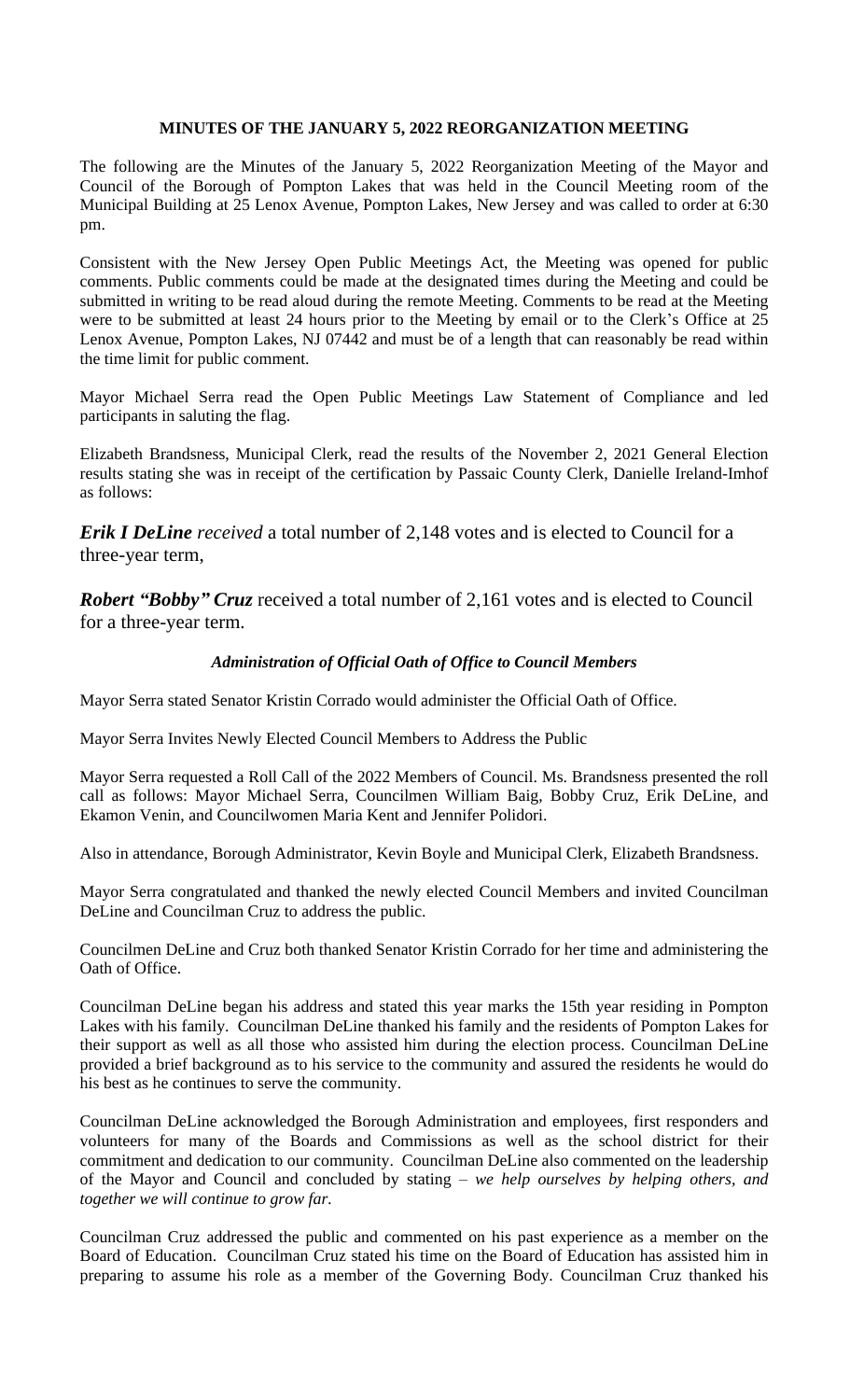# MINUTES OF THE JANUARY 5, 2022 REORGANIZATION MEETING

The following are the Minutes of the January 5, 2022 Reorganization Meeting of the Mayor and Council of the Borough of Pompton Lakes that was held in the Council Meeting room of the Municipal Building at 25 Lenox Avenue, Pompton Lakes, New Jersey and was called to order at 6:30 pm.

Consistent with the New Jersey Open Public Meetings Act, the Meeting was opened for public comments. Public comments could be made at the designated times during the Meeting and could be submitted in writing to be read aloud during the remote Meeting. Comments to be read at the Meeting were to be submitted at least 24 hours prior to the Meeting by email or to the Clerk's Office at 25 Lenox Avenue, Pompton Lakes, NJ 07442 and must be of a length that can reasonably be read within the time limit for public comment.

Mayor Michael Serra read the Open Public Meetings Law Statement of Compliance and led participants in saluting the flag.

Elizabeth Brandsness, Municipal Clerk, read the results of the November 2, 2021 General Election results stating she was in receipt of the certification by Passaic County Clerk, Danielle Ireland-Imhof as follows:

***Erik I DeLine** received* a total number of 2,148 votes and is elected to Council for a three-year term,

***Robert "Bobby" Cruz*** received a total number of 2,161 votes and is elected to Council for a three-year term.

***Administration of Official Oath of Office to Council Members***

Mayor Serra stated Senator Kristin Corrado would administer the Official Oath of Office.

Mayor Serra Invites Newly Elected Council Members to Address the Public

Mayor Serra requested a Roll Call of the 2022 Members of Council. Ms. Brandsness presented the roll call as follows: Mayor Michael Serra, Councilmen William Baig, Bobby Cruz, Erik DeLine, and Ekamon Venin, and Councilwomen Maria Kent and Jennifer Polidori.

Also in attendance, Borough Administrator, Kevin Boyle and Municipal Clerk, Elizabeth Brandsness.

Mayor Serra congratulated and thanked the newly elected Council Members and invited Councilman DeLine and Councilman Cruz to address the public.

Councilmen DeLine and Cruz both thanked Senator Kristin Corrado for her time and administering the Oath of Office.

Councilman DeLine began his address and stated this year marks the 15th year residing in Pompton Lakes with his family. Councilman DeLine thanked his family and the residents of Pompton Lakes for their support as well as all those who assisted him during the election process. Councilman DeLine provided a brief background as to his service to the community and assured the residents he would do his best as he continues to serve the community.

Councilman DeLine acknowledged the Borough Administration and employees, first responders and volunteers for many of the Boards and Commissions as well as the school district for their commitment and dedication to our community. Councilman DeLine also commented on the leadership of the Mayor and Council and concluded by stating – *we help ourselves by helping others, and together we will continue to grow far.*

Councilman Cruz addressed the public and commented on his past experience as a member on the Board of Education. Councilman Cruz stated his time on the Board of Education has assisted him in preparing to assume his role as a member of the Governing Body. Councilman Cruz thanked his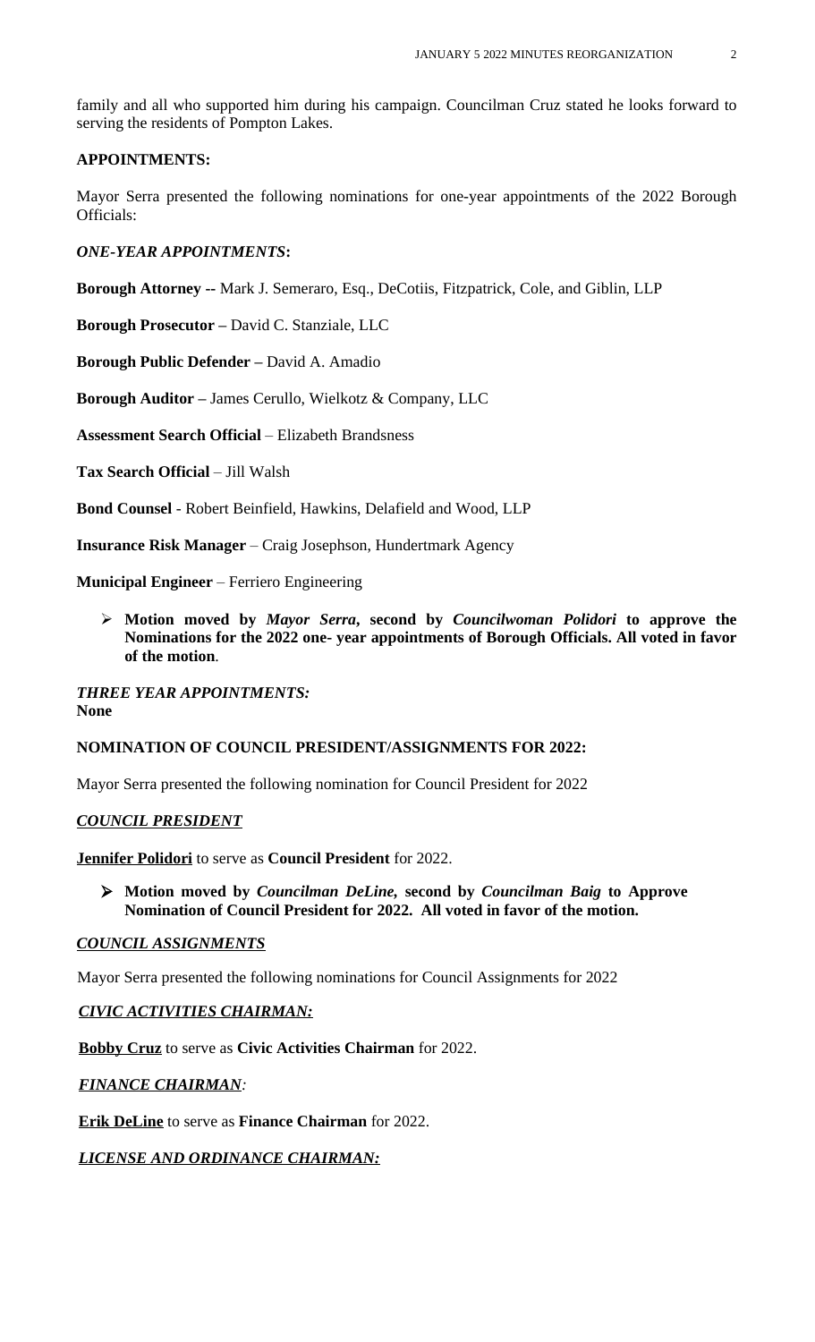family and all who supported him during his campaign. Councilman Cruz stated he looks forward to serving the residents of Pompton Lakes.

**APPOINTMENTS:**

Mayor Serra presented the following nominations for one-year appointments of the 2022 Borough Officials:

***ONE-YEAR APPOINTMENTS*:**

**Borough Attorney --** Mark J. Semeraro, Esq., DeCotiis, Fitzpatrick, Cole, and Giblin, LLP

**Borough Prosecutor –** David C. Stanziale, LLC

**Borough Public Defender –** David A. Amadio

**Borough Auditor –** James Cerullo, Wielkotz & Company, LLC

**Assessment Search Official** – Elizabeth Brandsness

**Tax Search Official** – Jill Walsh

**Bond Counsel** - Robert Beinfield, Hawkins, Delafield and Wood, LLP

**Insurance Risk Manager** – Craig Josephson, Hundertmark Agency

**Municipal Engineer** – Ferriero Engineering

- **Motion moved by *Mayor Serra*, second by *Councilwoman Polidori* to approve the Nominations for the 2022 one- year appointments of Borough Officials. All voted in favor of the motion**.

***THREE YEAR APPOINTMENTS:***
**None**

**NOMINATION OF COUNCIL PRESIDENT/ASSIGNMENTS FOR 2022:**

Mayor Serra presented the following nomination for Council President for 2022

***COUNCIL PRESIDENT***

**Jennifer Polidori** to serve as **Council President** for 2022.

- **Motion moved by *Councilman DeLine*, second by *Councilman Baig* to Approve Nomination of Council President for 2022. All voted in favor of the motion.**

***COUNCIL ASSIGNMENTS***

Mayor Serra presented the following nominations for Council Assignments for 2022

***CIVIC ACTIVITIES CHAIRMAN:***

**Bobby Cruz** to serve as **Civic Activities Chairman** for 2022.

***FINANCE CHAIRMAN:***

**Erik DeLine** to serve as **Finance Chairman** for 2022.

***LICENSE AND ORDINANCE CHAIRMAN:***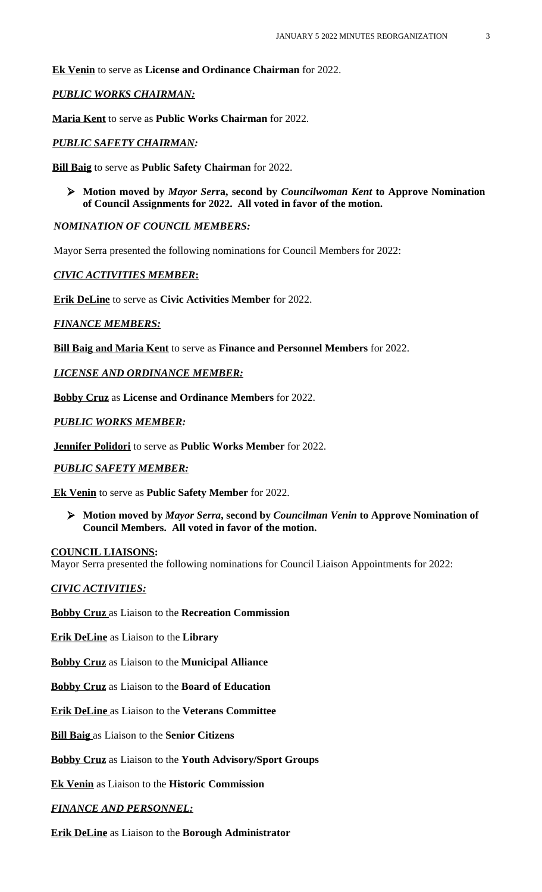**Ek Venin** to serve as **License and Ordinance Chairman** for 2022.

***PUBLIC WORKS CHAIRMAN:***

**Maria Kent** to serve as **Public Works Chairman** for 2022.

***PUBLIC SAFETY CHAIRMAN:***

**Bill Baig** to serve as **Public Safety Chairman** for 2022.

- **Motion moved by *Mayor Serra*, second by *Councilwoman Kent* to Approve Nomination of Council Assignments for 2022. All voted in favor of the motion.**

***NOMINATION OF COUNCIL MEMBERS:***

Mayor Serra presented the following nominations for Council Members for 2022:

***CIVIC ACTIVITIES MEMBER:***

**Erik DeLine** to serve as **Civic Activities Member** for 2022.

***FINANCE MEMBERS:***

**Bill Baig and Maria Kent** to serve as **Finance and Personnel Members** for 2022.

***LICENSE AND ORDINANCE MEMBER:***

**Bobby Cruz** as **License and Ordinance Members** for 2022.

***PUBLIC WORKS MEMBER:***

**Jennifer Polidori** to serve as **Public Works Member** for 2022.

***PUBLIC SAFETY MEMBER:***

**Ek Venin** to serve as **Public Safety Member** for 2022.

- **Motion moved by *Mayor Serra*, second by *Councilman Venin* to Approve Nomination of Council Members. All voted in favor of the motion.**

**COUNCIL LIAISONS:**

Mayor Serra presented the following nominations for Council Liaison Appointments for 2022:

***CIVIC ACTIVITIES:***

**Bobby Cruz** as Liaison to the **Recreation Commission**

**Erik DeLine** as Liaison to the **Library**

**Bobby Cruz** as Liaison to the **Municipal Alliance**

**Bobby Cruz** as Liaison to the **Board of Education**

**Erik DeLine** as Liaison to the **Veterans Committee**

**Bill Baig** as Liaison to the **Senior Citizens**

**Bobby Cruz** as Liaison to the **Youth Advisory/Sport Groups**

**Ek Venin** as Liaison to the **Historic Commission**

***FINANCE AND PERSONNEL:***

**Erik DeLine** as Liaison to the **Borough Administrator**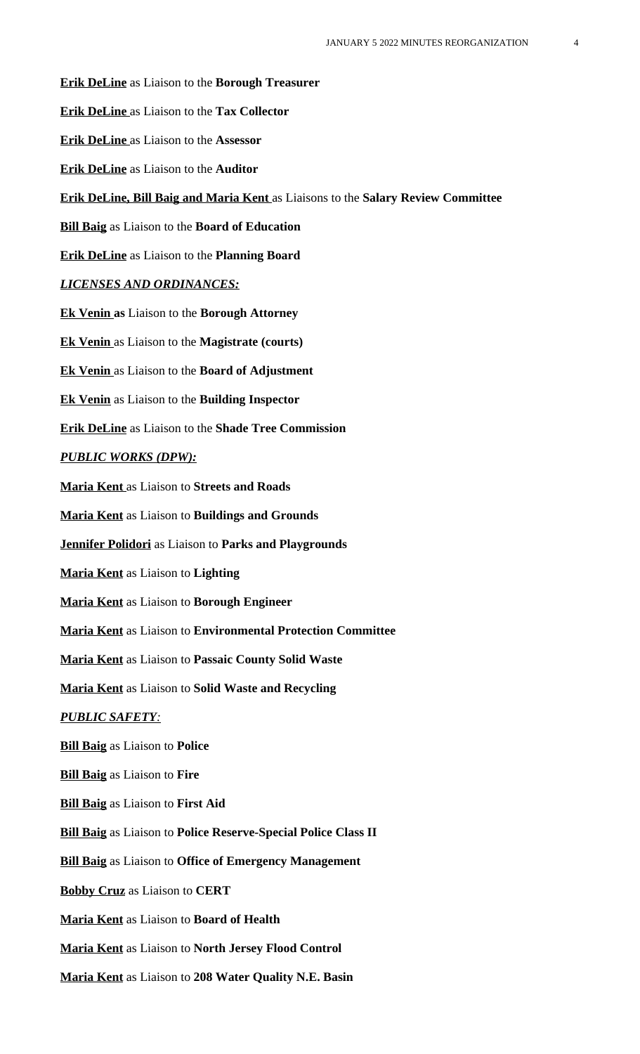**Erik DeLine** as Liaison to the **Borough Treasurer**

**Erik DeLine** as Liaison to the **Tax Collector**

**Erik DeLine** as Liaison to the **Assessor**

**Erik DeLine** as Liaison to the **Auditor**

**Erik DeLine, Bill Baig and Maria Kent** as Liaisons to the **Salary Review Committee**

**Bill Baig** as Liaison to the **Board of Education**

**Erik DeLine** as Liaison to the **Planning Board**

***LICENSES AND ORDINANCES:***

**Ek Venin as** Liaison to the **Borough Attorney**

**Ek Venin** as Liaison to the **Magistrate (courts)**

**Ek Venin** as Liaison to the **Board of Adjustment**

**Ek Venin** as Liaison to the **Building Inspector**

**Erik DeLine** as Liaison to the **Shade Tree Commission**

***PUBLIC WORKS (DPW):***

**Maria Kent** as Liaison to **Streets and Roads**

**Maria Kent** as Liaison to **Buildings and Grounds**

**Jennifer Polidori** as Liaison to **Parks and Playgrounds**

**Maria Kent** as Liaison to **Lighting**

**Maria Kent** as Liaison to **Borough Engineer**

**Maria Kent** as Liaison to **Environmental Protection Committee**

**Maria Kent** as Liaison to **Passaic County Solid Waste**

**Maria Kent** as Liaison to **Solid Waste and Recycling**

***PUBLIC SAFETY:***

**Bill Baig** as Liaison to **Police**

**Bill Baig** as Liaison to **Fire**

**Bill Baig** as Liaison to **First Aid**

**Bill Baig** as Liaison to **Police Reserve-Special Police Class II**

**Bill Baig** as Liaison to **Office of Emergency Management**

**Bobby Cruz** as Liaison to **CERT**

**Maria Kent** as Liaison to **Board of Health**

**Maria Kent** as Liaison to **North Jersey Flood Control**

**Maria Kent** as Liaison to **208 Water Quality N.E. Basin**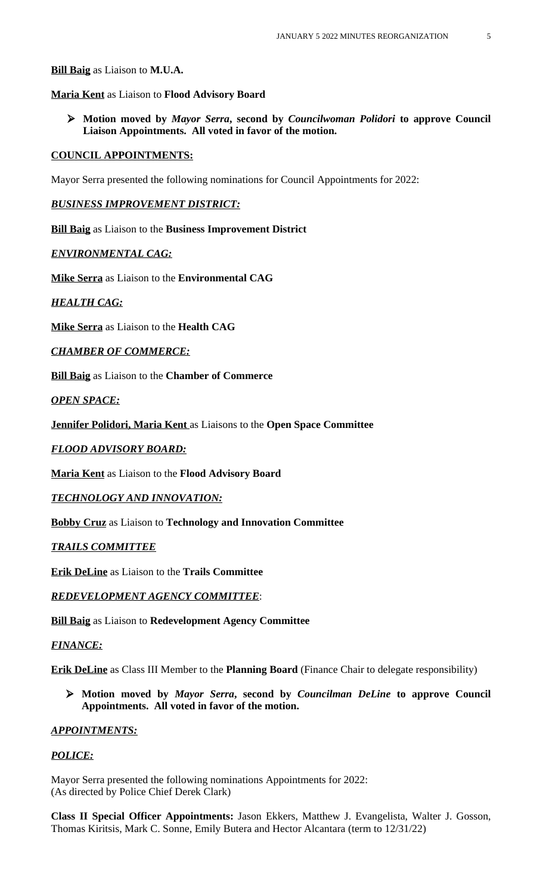**Bill Baig** as Liaison to **M.U.A.**

**Maria Kent** as Liaison to **Flood Advisory Board**

- **Motion moved by *Mayor Serra*, second by *Councilwoman Polidori* to approve Council Liaison Appointments. All voted in favor of the motion.**

**COUNCIL APPOINTMENTS:**

Mayor Serra presented the following nominations for Council Appointments for 2022:

***BUSINESS IMPROVEMENT DISTRICT:***

**Bill Baig** as Liaison to the **Business Improvement District**

***ENVIRONMENTAL CAG:***

**Mike Serra** as Liaison to the **Environmental CAG**

***HEALTH CAG:***

**Mike Serra** as Liaison to the **Health CAG**

***CHAMBER OF COMMERCE:***

**Bill Baig** as Liaison to the **Chamber of Commerce**

***OPEN SPACE:***

**Jennifer Polidori, Maria Kent** as Liaisons to the **Open Space Committee**

***FLOOD ADVISORY BOARD:***

**Maria Kent** as Liaison to the **Flood Advisory Board**

***TECHNOLOGY AND INNOVATION:***

**Bobby Cruz** as Liaison to **Technology and Innovation Committee**

***TRAILS COMMITTEE***

**Erik DeLine** as Liaison to the **Trails Committee**

***REDEVELOPMENT AGENCY COMMITTEE***:

**Bill Baig** as Liaison to **Redevelopment Agency Committee**

***FINANCE:***

**Erik DeLine** as Class III Member to the **Planning Board** (Finance Chair to delegate responsibility)

- **Motion moved by *Mayor Serra*, second by *Councilman DeLine* to approve Council Appointments. All voted in favor of the motion.**

***APPOINTMENTS:***

***POLICE:***

Mayor Serra presented the following nominations Appointments for 2022:
(As directed by Police Chief Derek Clark)

**Class II Special Officer Appointments:** Jason Ekkers, Matthew J. Evangelista, Walter J. Gosson, Thomas Kiritsis, Mark C. Sonne, Emily Butera and Hector Alcantara (term to 12/31/22)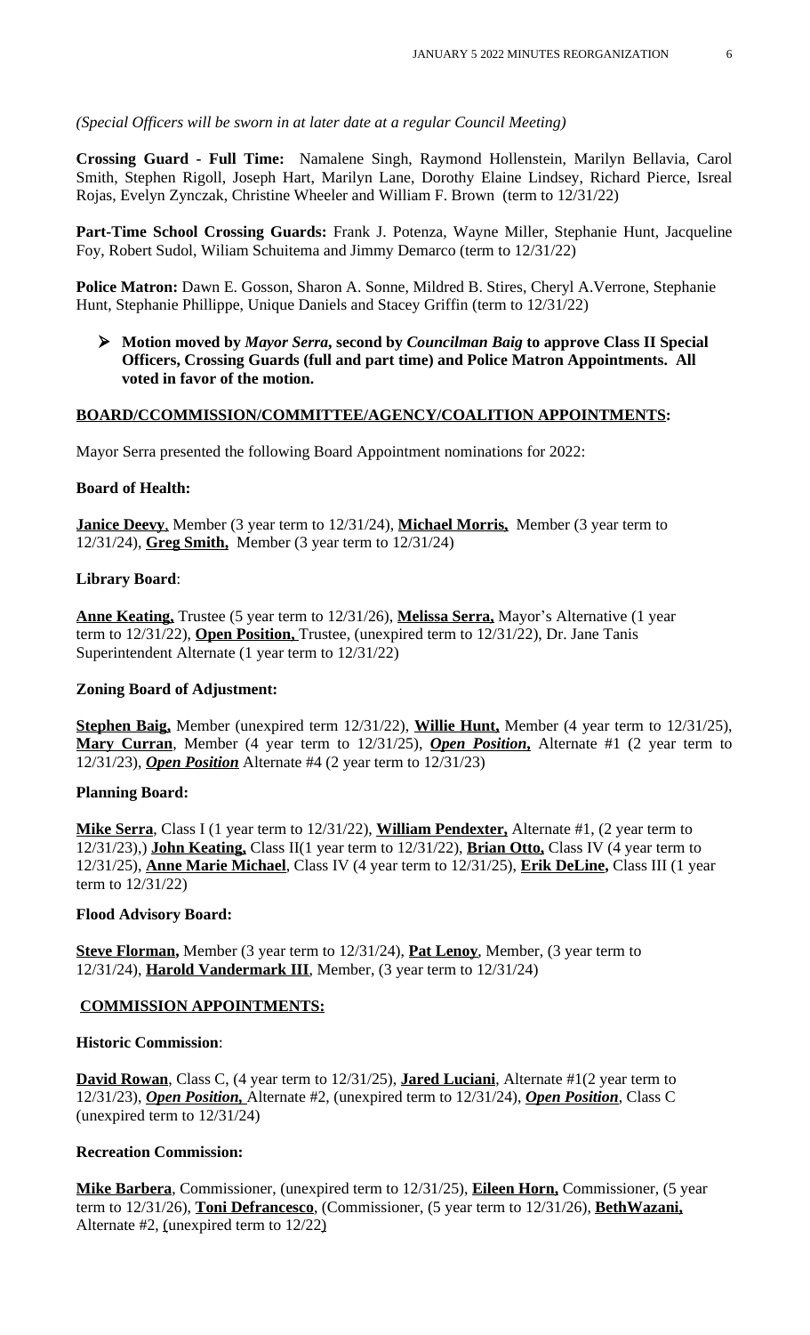*(Special Officers will be sworn in at later date at a regular Council Meeting)*

**Crossing Guard - Full Time:** Namalene Singh, Raymond Hollenstein, Marilyn Bellavia, Carol Smith, Stephen Rigoll, Joseph Hart, Marilyn Lane, Dorothy Elaine Lindsey, Richard Pierce, Isreal Rojas, Evelyn Zynczak, Christine Wheeler and William F. Brown (term to 12/31/22)

**Part-Time School Crossing Guards:** Frank J. Potenza, Wayne Miller, Stephanie Hunt, Jacqueline Foy, Robert Sudol, Wiliam Schuitema and Jimmy Demarco (term to 12/31/22)

**Police Matron:** Dawn E. Gosson, Sharon A. Sonne, Mildred B. Stires, Cheryl A.Verrone, Stephanie Hunt, Stephanie Phillippe, Unique Daniels and Stacey Griffin (term to 12/31/22)

- **Motion moved by *Mayor Serra*, second by *Councilman Baig* to approve Class II Special Officers, Crossing Guards (full and part time) and Police Matron Appointments. All voted in favor of the motion.**

**BOARD/CCOMMISSION/COMMITTEE/AGENCY/COALITION APPOINTMENTS:**

Mayor Serra presented the following Board Appointment nominations for 2022:

**Board of Health:**

**Janice Deevy**, Member (3 year term to 12/31/24), **Michael Morris,** Member (3 year term to 12/31/24), **Greg Smith,** Member (3 year term to 12/31/24)

**Library Board**:

**Anne Keating,** Trustee (5 year term to 12/31/26), **Melissa Serra,** Mayor's Alternative (1 year term to 12/31/22), **Open Position,** Trustee, (unexpired term to 12/31/22), Dr. Jane Tanis Superintendent Alternate (1 year term to 12/31/22)

**Zoning Board of Adjustment:**

**Stephen Baig,** Member (unexpired term 12/31/22), **Willie Hunt,** Member (4 year term to 12/31/25), **Mary Curran**, Member (4 year term to 12/31/25), ***Open Position*,** Alternate #1 (2 year term to 12/31/23), ***Open Position*** Alternate #4 (2 year term to 12/31/23)

**Planning Board:**

**Mike Serra**, Class I (1 year term to 12/31/22), **William Pendexter,** Alternate #1, (2 year term to 12/31/23),) **John Keating,** Class II(1 year term to 12/31/22), **Brian Otto,** Class IV (4 year term to 12/31/25), **Anne Marie Michael**, Class IV (4 year term to 12/31/25), **Erik DeLine,** Class III (1 year term to 12/31/22)

**Flood Advisory Board:**

**Steve Florman,** Member (3 year term to 12/31/24), **Pat Lenoy**, Member, (3 year term to 12/31/24), **Harold Vandermark III**, Member, (3 year term to 12/31/24)

**COMMISSION APPOINTMENTS:**

**Historic Commission**:

**David Rowan**, Class C, (4 year term to 12/31/25), **Jared Luciani**, Alternate #1(2 year term to 12/31/23), ***Open Position*,** Alternate #2, (unexpired term to 12/31/24), ***Open Position***, Class C (unexpired term to 12/31/24)

**Recreation Commission:**

**Mike Barbera**, Commissioner, (unexpired term to 12/31/25), **Eileen Horn,** Commissioner, (5 year term to 12/31/26), **Toni Defrancesco**, (Commissioner, (5 year term to 12/31/26), **BethWazani,** Alternate #2, (unexpired term to 12/22)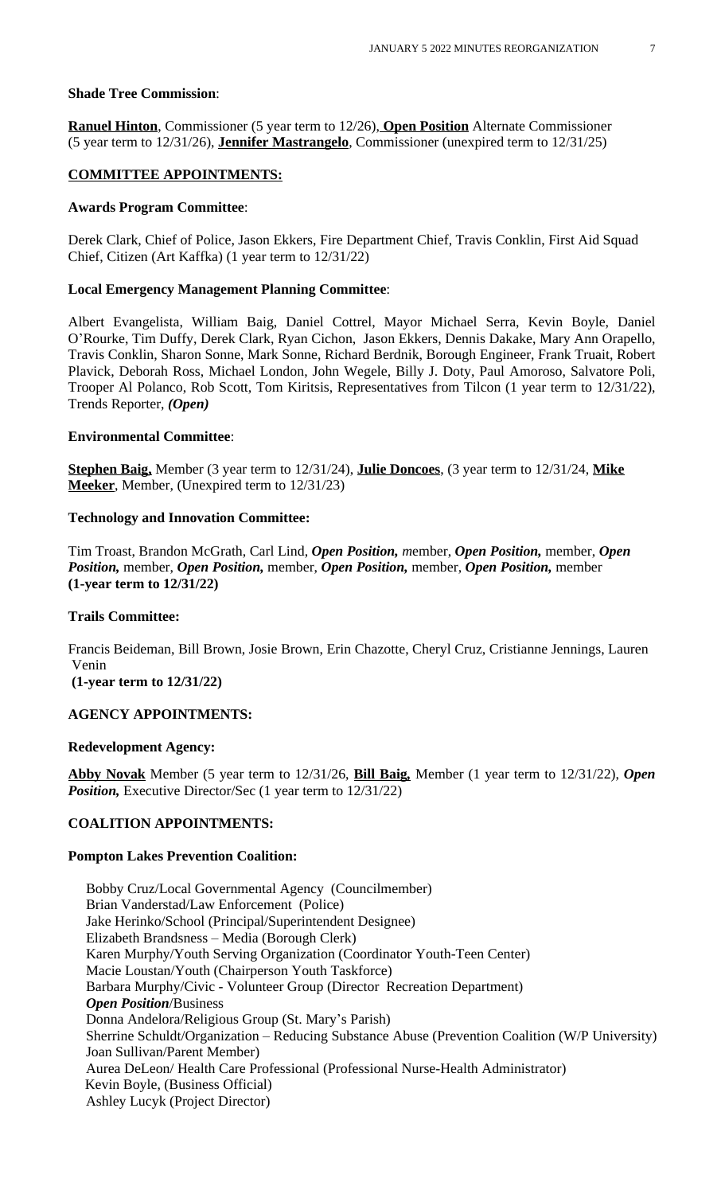**Shade Tree Commission**:

**Ranuel Hinton**, Commissioner (5 year term to 12/26), **Open Position** Alternate Commissioner (5 year term to 12/31/26), **Jennifer Mastrangelo**, Commissioner (unexpired term to 12/31/25)

**COMMITTEE APPOINTMENTS:**

**Awards Program Committee**:

Derek Clark, Chief of Police, Jason Ekkers, Fire Department Chief, Travis Conklin, First Aid Squad Chief, Citizen (Art Kaffka) (1 year term to 12/31/22)

**Local Emergency Management Planning Committee**:

Albert Evangelista, William Baig, Daniel Cottrel, Mayor Michael Serra, Kevin Boyle, Daniel O'Rourke, Tim Duffy, Derek Clark, Ryan Cichon, Jason Ekkers, Dennis Dakake, Mary Ann Orapello, Travis Conklin, Sharon Sonne, Mark Sonne, Richard Berdnik, Borough Engineer, Frank Truait, Robert Plavick, Deborah Ross, Michael London, John Wegele, Billy J. Doty, Paul Amoroso, Salvatore Poli, Trooper Al Polanco, Rob Scott, Tom Kiritsis, Representatives from Tilcon (1 year term to 12/31/22), Trends Reporter, ***(Open)***

**Environmental Committee**:

**Stephen Baig,** Member (3 year term to 12/31/24), **Julie Doncoes**, (3 year term to 12/31/24, **Mike Meeker**, Member, (Unexpired term to 12/31/23)

**Technology and Innovation Committee:**

Tim Troast, Brandon McGrath, Carl Lind, ***Open Position,*** *m*ember, ***Open Position,*** member, ***Open Position,*** member, ***Open Position,*** member, ***Open Position,*** member, ***Open Position,*** member **(1-year term to 12/31/22)**

**Trails Committee:**

Francis Beideman, Bill Brown, Josie Brown, Erin Chazotte, Cheryl Cruz, Cristianne Jennings, Lauren Venin
**(1-year term to 12/31/22)**

**AGENCY APPOINTMENTS:**

**Redevelopment Agency:**

**Abby Novak** Member (5 year term to 12/31/26, **Bill Baig,** Member (1 year term to 12/31/22), ***Open Position,*** Executive Director/Sec (1 year term to 12/31/22)

**COALITION APPOINTMENTS:**

**Pompton Lakes Prevention Coalition:**

Bobby Cruz/Local Governmental Agency (Councilmember)
Brian Vanderstad/Law Enforcement (Police)
Jake Herinko/School (Principal/Superintendent Designee)
Elizabeth Brandsness – Media (Borough Clerk)
Karen Murphy/Youth Serving Organization (Coordinator Youth-Teen Center)
Macie Loustan/Youth (Chairperson Youth Taskforce)
Barbara Murphy/Civic - Volunteer Group (Director Recreation Department)
***Open Position***/Business
Donna Andelora/Religious Group (St. Mary's Parish)
Sherrine Schuldt/Organization – Reducing Substance Abuse (Prevention Coalition (W/P University)
Joan Sullivan/Parent Member)
Aurea DeLeon/ Health Care Professional (Professional Nurse-Health Administrator)
Kevin Boyle, (Business Official)
Ashley Lucyk (Project Director)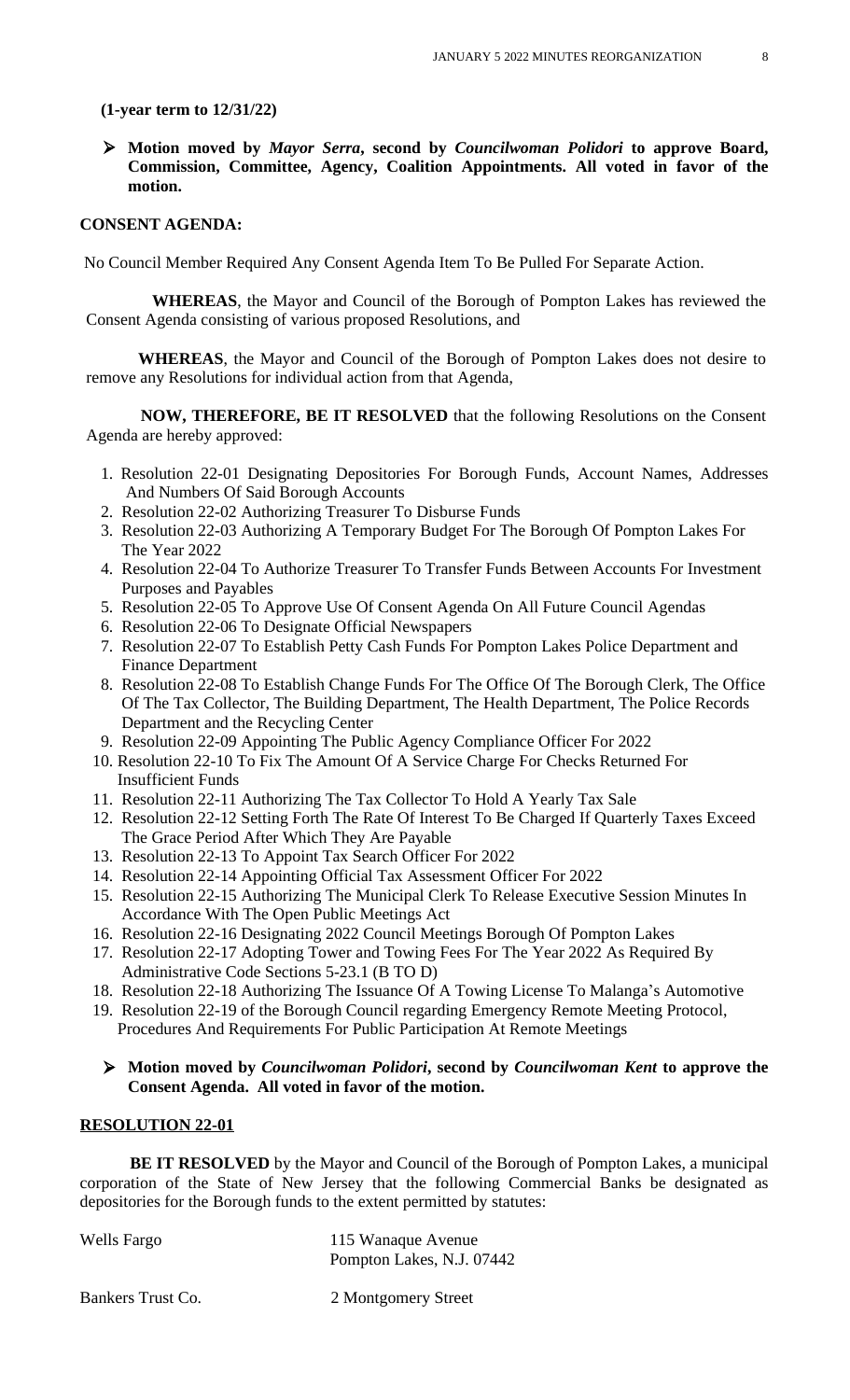**(1-year term to 12/31/22)**

- **Motion moved by *Mayor Serra*, second by *Councilwoman Polidori* to approve Board, Commission, Committee, Agency, Coalition Appointments. All voted in favor of the motion.**

**CONSENT AGENDA:**

No Council Member Required Any Consent Agenda Item To Be Pulled For Separate Action.

**WHEREAS**, the Mayor and Council of the Borough of Pompton Lakes has reviewed the Consent Agenda consisting of various proposed Resolutions, and

**WHEREAS**, the Mayor and Council of the Borough of Pompton Lakes does not desire to remove any Resolutions for individual action from that Agenda,

**NOW, THEREFORE, BE IT RESOLVED** that the following Resolutions on the Consent Agenda are hereby approved:

1. Resolution 22-01 Designating Depositories For Borough Funds, Account Names, Addresses And Numbers Of Said Borough Accounts
2. Resolution 22-02 Authorizing Treasurer To Disburse Funds
3. Resolution 22-03 Authorizing A Temporary Budget For The Borough Of Pompton Lakes For The Year 2022
4. Resolution 22-04 To Authorize Treasurer To Transfer Funds Between Accounts For Investment Purposes and Payables
5. Resolution 22-05 To Approve Use Of Consent Agenda On All Future Council Agendas
6. Resolution 22-06 To Designate Official Newspapers
7. Resolution 22-07 To Establish Petty Cash Funds For Pompton Lakes Police Department and Finance Department
8. Resolution 22-08 To Establish Change Funds For The Office Of The Borough Clerk, The Office Of The Tax Collector, The Building Department, The Health Department, The Police Records Department and the Recycling Center
9. Resolution 22-09 Appointing The Public Agency Compliance Officer For 2022
10. Resolution 22-10 To Fix The Amount Of A Service Charge For Checks Returned For Insufficient Funds
11. Resolution 22-11 Authorizing The Tax Collector To Hold A Yearly Tax Sale
12. Resolution 22-12 Setting Forth The Rate Of Interest To Be Charged If Quarterly Taxes Exceed The Grace Period After Which They Are Payable
13. Resolution 22-13 To Appoint Tax Search Officer For 2022
14. Resolution 22-14 Appointing Official Tax Assessment Officer For 2022
15. Resolution 22-15 Authorizing The Municipal Clerk To Release Executive Session Minutes In Accordance With The Open Public Meetings Act
16. Resolution 22-16 Designating 2022 Council Meetings Borough Of Pompton Lakes
17. Resolution 22-17 Adopting Tower and Towing Fees For The Year 2022 As Required By Administrative Code Sections 5-23.1 (B TO D)
18. Resolution 22-18 Authorizing The Issuance Of A Towing License To Malanga's Automotive
19. Resolution 22-19 of the Borough Council regarding Emergency Remote Meeting Protocol, Procedures And Requirements For Public Participation At Remote Meetings

- **Motion moved by *Councilwoman Polidori*, second by *Councilwoman Kent* to approve the Consent Agenda. All voted in favor of the motion.**

**RESOLUTION 22-01**

**BE IT RESOLVED** by the Mayor and Council of the Borough of Pompton Lakes, a municipal corporation of the State of New Jersey that the following Commercial Banks be designated as depositories for the Borough funds to the extent permitted by statutes:

| | |
|---|---|
| Wells Fargo | 115 Wanaque Avenue<br>Pompton Lakes, N.J. 07442 |
| Bankers Trust Co. | 2 Montgomery Street |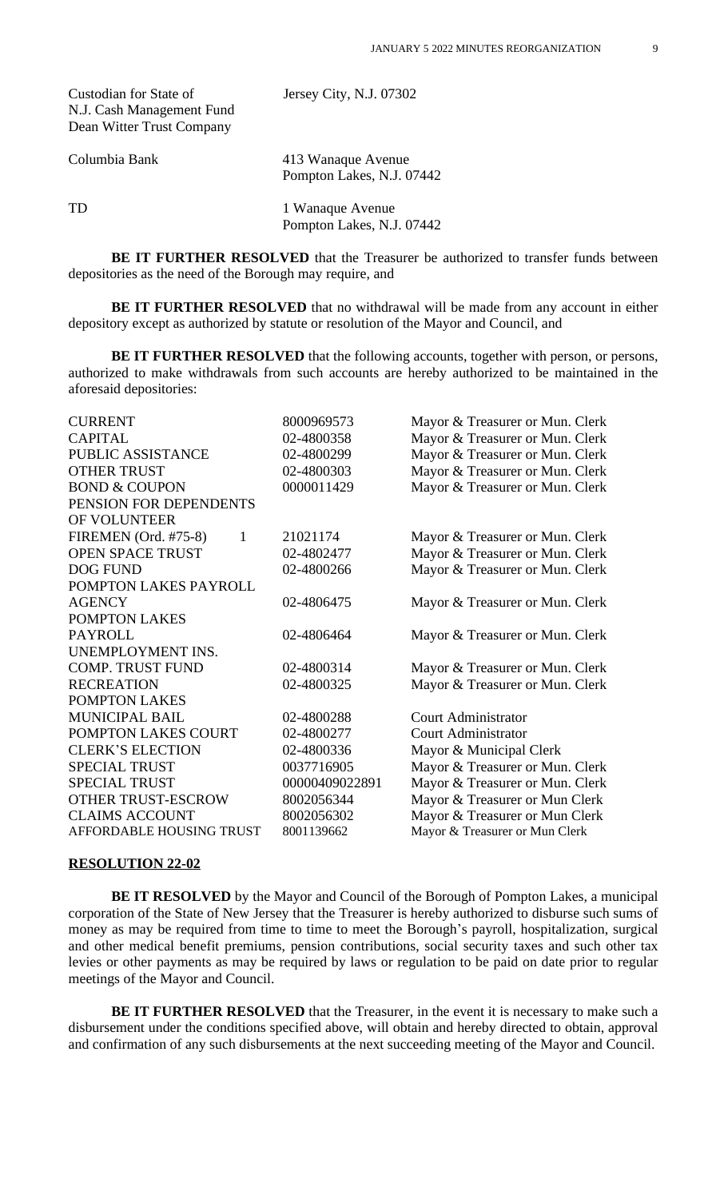| | |
|---|---|
| Custodian for State of N.J. Cash Management Fund Dean Witter Trust Company | Jersey City, N.J. 07302 |
| Columbia Bank | 413 Wanaque Avenue Pompton Lakes, N.J. 07442 |
| TD | 1 Wanaque Avenue Pompton Lakes, N.J. 07442 |

**BE IT FURTHER RESOLVED** that the Treasurer be authorized to transfer funds between depositories as the need of the Borough may require, and

**BE IT FURTHER RESOLVED** that no withdrawal will be made from any account in either depository except as authorized by statute or resolution of the Mayor and Council, and

**BE IT FURTHER RESOLVED** that the following accounts, together with person, or persons, authorized to make withdrawals from such accounts are hereby authorized to be maintained in the aforesaid depositories:

| | | |
|---|---|---|
| CURRENT | 8000969573 | Mayor & Treasurer or Mun. Clerk |
| CAPITAL | 02-4800358 | Mayor & Treasurer or Mun. Clerk |
| PUBLIC ASSISTANCE | 02-4800299 | Mayor & Treasurer or Mun. Clerk |
| OTHER TRUST | 02-4800303 | Mayor & Treasurer or Mun. Clerk |
| BOND & COUPON | 0000011429 | Mayor & Treasurer or Mun. Clerk |
| PENSION FOR DEPENDENTS OF VOLUNTEER FIREMEN (Ord. #75-8) 1 | 21021174 | Mayor & Treasurer or Mun. Clerk |
| OPEN SPACE TRUST | 02-4802477 | Mayor & Treasurer or Mun. Clerk |
| DOG FUND | 02-4800266 | Mayor & Treasurer or Mun. Clerk |
| POMPTON LAKES PAYROLL AGENCY | 02-4806475 | Mayor & Treasurer or Mun. Clerk |
| POMPTON LAKES PAYROLL | 02-4806464 | Mayor & Treasurer or Mun. Clerk |
| UNEMPLOYMENT INS. COMP. TRUST FUND | 02-4800314 | Mayor & Treasurer or Mun. Clerk |
| RECREATION | 02-4800325 | Mayor & Treasurer or Mun. Clerk |
| POMPTON LAKES MUNICIPAL BAIL | 02-4800288 | Court Administrator |
| POMPTON LAKES COURT | 02-4800277 | Court Administrator |
| CLERK'S ELECTION | 02-4800336 | Mayor & Municipal Clerk |
| SPECIAL TRUST | 0037716905 | Mayor & Treasurer or Mun. Clerk |
| SPECIAL TRUST | 00000409022891 | Mayor & Treasurer or Mun. Clerk |
| OTHER TRUST-ESCROW | 8002056344 | Mayor & Treasurer or Mun Clerk |
| CLAIMS ACCOUNT | 8002056302 | Mayor & Treasurer or Mun Clerk |
| AFFORDABLE HOUSING TRUST | 8001139662 | Mayor & Treasurer or Mun Clerk |

**RESOLUTION 22-02**

**BE IT RESOLVED** by the Mayor and Council of the Borough of Pompton Lakes, a municipal corporation of the State of New Jersey that the Treasurer is hereby authorized to disburse such sums of money as may be required from time to time to meet the Borough's payroll, hospitalization, surgical and other medical benefit premiums, pension contributions, social security taxes and such other tax levies or other payments as may be required by laws or regulation to be paid on date prior to regular meetings of the Mayor and Council.

**BE IT FURTHER RESOLVED** that the Treasurer, in the event it is necessary to make such a disbursement under the conditions specified above, will obtain and hereby directed to obtain, approval and confirmation of any such disbursements at the next succeeding meeting of the Mayor and Council.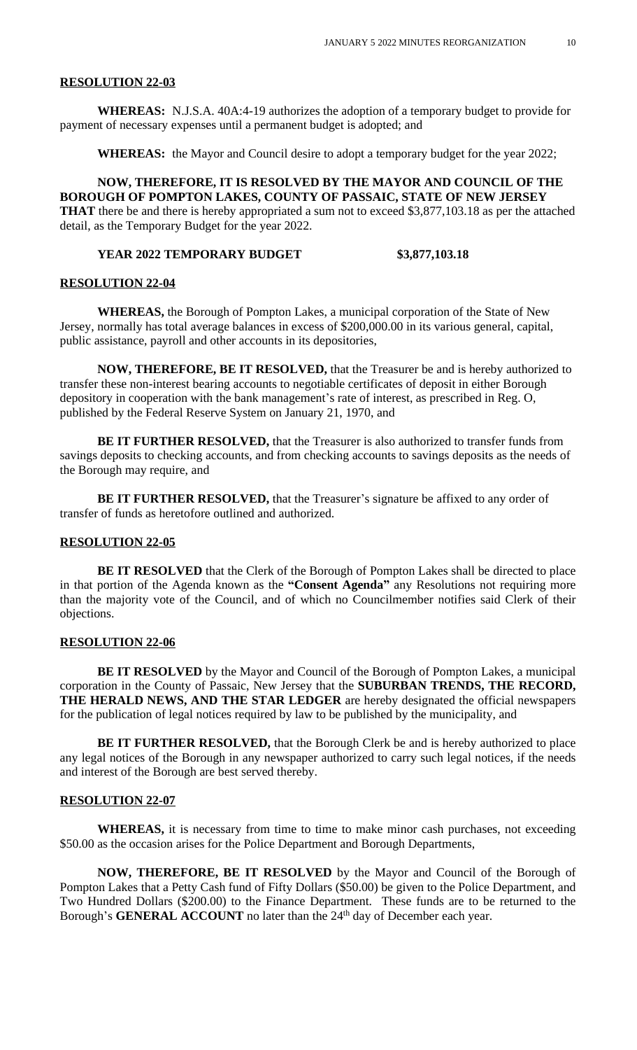**RESOLUTION 22-03**

**WHEREAS:** N.J.S.A. 40A:4-19 authorizes the adoption of a temporary budget to provide for payment of necessary expenses until a permanent budget is adopted; and

**WHEREAS:** the Mayor and Council desire to adopt a temporary budget for the year 2022;

**NOW, THEREFORE, IT IS RESOLVED BY THE MAYOR AND COUNCIL OF THE BOROUGH OF POMPTON LAKES, COUNTY OF PASSAIC, STATE OF NEW JERSEY THAT** there be and there is hereby appropriated a sum not to exceed $3,877,103.18 as per the attached detail, as the Temporary Budget for the year 2022.

**YEAR 2022 TEMPORARY BUDGET $3,877,103.18**

**RESOLUTION 22-04**

**WHEREAS,** the Borough of Pompton Lakes, a municipal corporation of the State of New Jersey, normally has total average balances in excess of $200,000.00 in its various general, capital, public assistance, payroll and other accounts in its depositories,

**NOW, THEREFORE, BE IT RESOLVED,** that the Treasurer be and is hereby authorized to transfer these non-interest bearing accounts to negotiable certificates of deposit in either Borough depository in cooperation with the bank management's rate of interest, as prescribed in Reg. O, published by the Federal Reserve System on January 21, 1970, and

**BE IT FURTHER RESOLVED,** that the Treasurer is also authorized to transfer funds from savings deposits to checking accounts, and from checking accounts to savings deposits as the needs of the Borough may require, and

**BE IT FURTHER RESOLVED,** that the Treasurer's signature be affixed to any order of transfer of funds as heretofore outlined and authorized.

**RESOLUTION 22-05**

**BE IT RESOLVED** that the Clerk of the Borough of Pompton Lakes shall be directed to place in that portion of the Agenda known as the **"Consent Agenda"** any Resolutions not requiring more than the majority vote of the Council, and of which no Councilmember notifies said Clerk of their objections.

**RESOLUTION 22-06**

**BE IT RESOLVED** by the Mayor and Council of the Borough of Pompton Lakes, a municipal corporation in the County of Passaic, New Jersey that the **SUBURBAN TRENDS, THE RECORD, THE HERALD NEWS, AND THE STAR LEDGER** are hereby designated the official newspapers for the publication of legal notices required by law to be published by the municipality, and

**BE IT FURTHER RESOLVED,** that the Borough Clerk be and is hereby authorized to place any legal notices of the Borough in any newspaper authorized to carry such legal notices, if the needs and interest of the Borough are best served thereby.

**RESOLUTION 22-07**

**WHEREAS,** it is necessary from time to time to make minor cash purchases, not exceeding $50.00 as the occasion arises for the Police Department and Borough Departments,

**NOW, THEREFORE, BE IT RESOLVED** by the Mayor and Council of the Borough of Pompton Lakes that a Petty Cash fund of Fifty Dollars ($50.00) be given to the Police Department, and Two Hundred Dollars ($200.00) to the Finance Department. These funds are to be returned to the Borough's **GENERAL ACCOUNT** no later than the 24th day of December each year.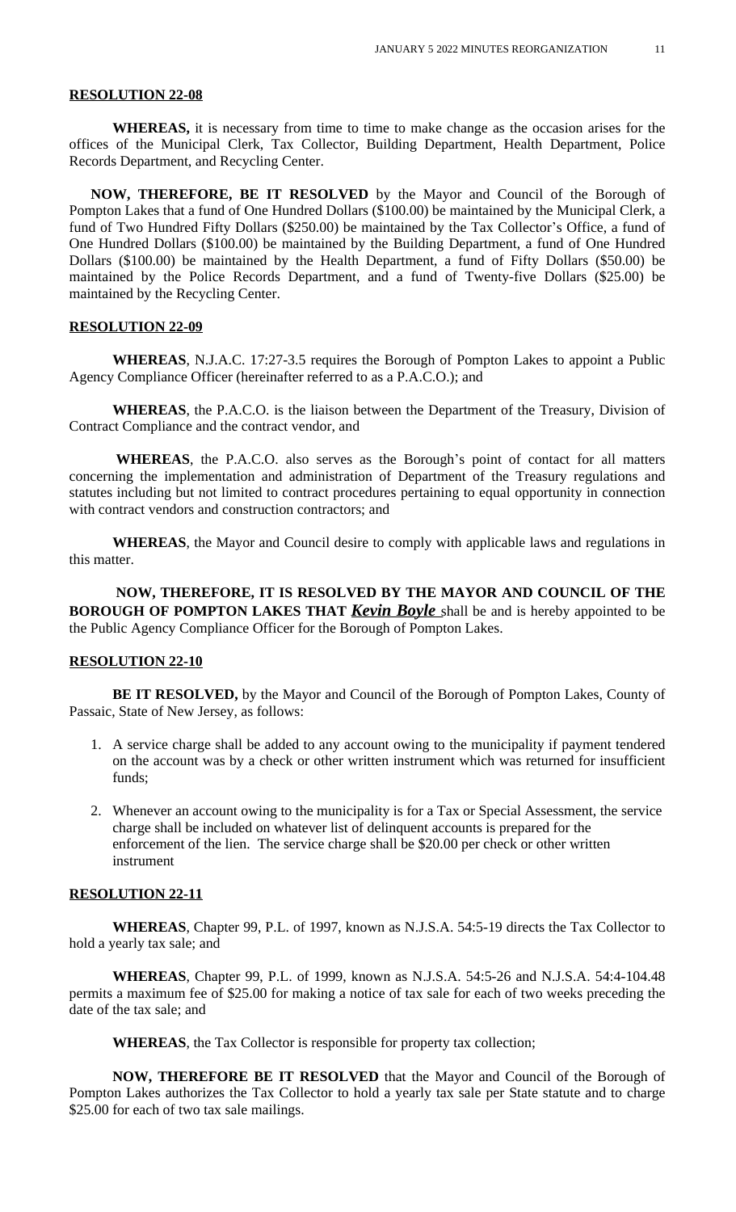**RESOLUTION 22-08**

**WHEREAS,** it is necessary from time to time to make change as the occasion arises for the offices of the Municipal Clerk, Tax Collector, Building Department, Health Department, Police Records Department, and Recycling Center.

**NOW, THEREFORE, BE IT RESOLVED** by the Mayor and Council of the Borough of Pompton Lakes that a fund of One Hundred Dollars ($100.00) be maintained by the Municipal Clerk, a fund of Two Hundred Fifty Dollars ($250.00) be maintained by the Tax Collector's Office, a fund of One Hundred Dollars ($100.00) be maintained by the Building Department, a fund of One Hundred Dollars ($100.00) be maintained by the Health Department, a fund of Fifty Dollars ($50.00) be maintained by the Police Records Department, and a fund of Twenty-five Dollars ($25.00) be maintained by the Recycling Center.

**RESOLUTION 22-09**

**WHEREAS**, N.J.A.C. 17:27-3.5 requires the Borough of Pompton Lakes to appoint a Public Agency Compliance Officer (hereinafter referred to as a P.A.C.O.); and

**WHEREAS**, the P.A.C.O. is the liaison between the Department of the Treasury, Division of Contract Compliance and the contract vendor, and

**WHEREAS**, the P.A.C.O. also serves as the Borough's point of contact for all matters concerning the implementation and administration of Department of the Treasury regulations and statutes including but not limited to contract procedures pertaining to equal opportunity in connection with contract vendors and construction contractors; and

**WHEREAS**, the Mayor and Council desire to comply with applicable laws and regulations in this matter.

**NOW, THEREFORE, IT IS RESOLVED BY THE MAYOR AND COUNCIL OF THE BOROUGH OF POMPTON LAKES THAT** ***Kevin Boyle*** shall be and is hereby appointed to be the Public Agency Compliance Officer for the Borough of Pompton Lakes.

**RESOLUTION 22-10**

**BE IT RESOLVED,** by the Mayor and Council of the Borough of Pompton Lakes, County of Passaic, State of New Jersey, as follows:

1. A service charge shall be added to any account owing to the municipality if payment tendered on the account was by a check or other written instrument which was returned for insufficient funds;

2. Whenever an account owing to the municipality is for a Tax or Special Assessment, the service charge shall be included on whatever list of delinquent accounts is prepared for the enforcement of the lien. The service charge shall be $20.00 per check or other written instrument

**RESOLUTION 22-11**

**WHEREAS**, Chapter 99, P.L. of 1997, known as N.J.S.A. 54:5-19 directs the Tax Collector to hold a yearly tax sale; and

**WHEREAS**, Chapter 99, P.L. of 1999, known as N.J.S.A. 54:5-26 and N.J.S.A. 54:4-104.48 permits a maximum fee of $25.00 for making a notice of tax sale for each of two weeks preceding the date of the tax sale; and

**WHEREAS**, the Tax Collector is responsible for property tax collection;

**NOW, THEREFORE BE IT RESOLVED** that the Mayor and Council of the Borough of Pompton Lakes authorizes the Tax Collector to hold a yearly tax sale per State statute and to charge $25.00 for each of two tax sale mailings.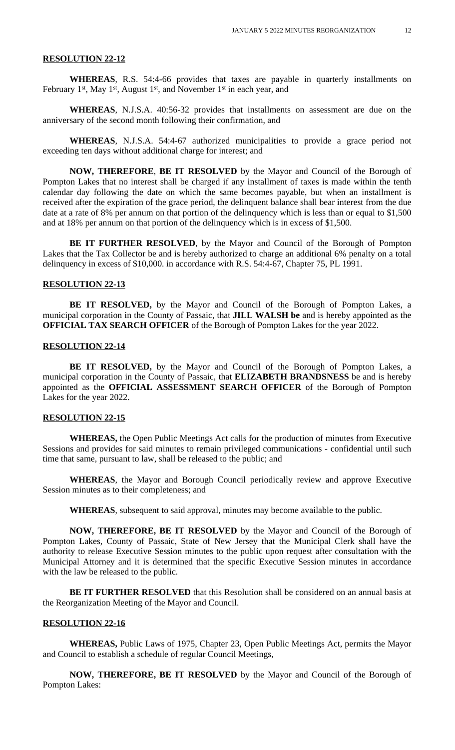**RESOLUTION 22-12**

**WHEREAS**, R.S. 54:4-66 provides that taxes are payable in quarterly installments on February 1st, May 1st, August 1st, and November 1st in each year, and

**WHEREAS**, N.J.S.A. 40:56-32 provides that installments on assessment are due on the anniversary of the second month following their confirmation, and

**WHEREAS**, N.J.S.A. 54:4-67 authorized municipalities to provide a grace period not exceeding ten days without additional charge for interest; and

**NOW, THEREFORE**, **BE IT RESOLVED** by the Mayor and Council of the Borough of Pompton Lakes that no interest shall be charged if any installment of taxes is made within the tenth calendar day following the date on which the same becomes payable, but when an installment is received after the expiration of the grace period, the delinquent balance shall bear interest from the due date at a rate of 8% per annum on that portion of the delinquency which is less than or equal to $1,500 and at 18% per annum on that portion of the delinquency which is in excess of $1,500.

**BE IT FURTHER RESOLVED**, by the Mayor and Council of the Borough of Pompton Lakes that the Tax Collector be and is hereby authorized to charge an additional 6% penalty on a total delinquency in excess of $10,000. in accordance with R.S. 54:4-67, Chapter 75, PL 1991.

**RESOLUTION 22-13**

**BE IT RESOLVED,** by the Mayor and Council of the Borough of Pompton Lakes, a municipal corporation in the County of Passaic, that **JILL WALSH be** and is hereby appointed as the **OFFICIAL TAX SEARCH OFFICER** of the Borough of Pompton Lakes for the year 2022.

**RESOLUTION 22-14**

**BE IT RESOLVED,** by the Mayor and Council of the Borough of Pompton Lakes, a municipal corporation in the County of Passaic, that **ELIZABETH BRANDSNESS** be and is hereby appointed as the **OFFICIAL ASSESSMENT SEARCH OFFICER** of the Borough of Pompton Lakes for the year 2022.

**RESOLUTION 22-15**

**WHEREAS,** the Open Public Meetings Act calls for the production of minutes from Executive Sessions and provides for said minutes to remain privileged communications - confidential until such time that same, pursuant to law, shall be released to the public; and

**WHEREAS**, the Mayor and Borough Council periodically review and approve Executive Session minutes as to their completeness; and

**WHEREAS**, subsequent to said approval, minutes may become available to the public.

**NOW, THEREFORE, BE IT RESOLVED** by the Mayor and Council of the Borough of Pompton Lakes, County of Passaic, State of New Jersey that the Municipal Clerk shall have the authority to release Executive Session minutes to the public upon request after consultation with the Municipal Attorney and it is determined that the specific Executive Session minutes in accordance with the law be released to the public.

**BE IT FURTHER RESOLVED** that this Resolution shall be considered on an annual basis at the Reorganization Meeting of the Mayor and Council.

**RESOLUTION 22-16**

**WHEREAS,** Public Laws of 1975, Chapter 23, Open Public Meetings Act, permits the Mayor and Council to establish a schedule of regular Council Meetings,

**NOW, THEREFORE, BE IT RESOLVED** by the Mayor and Council of the Borough of Pompton Lakes: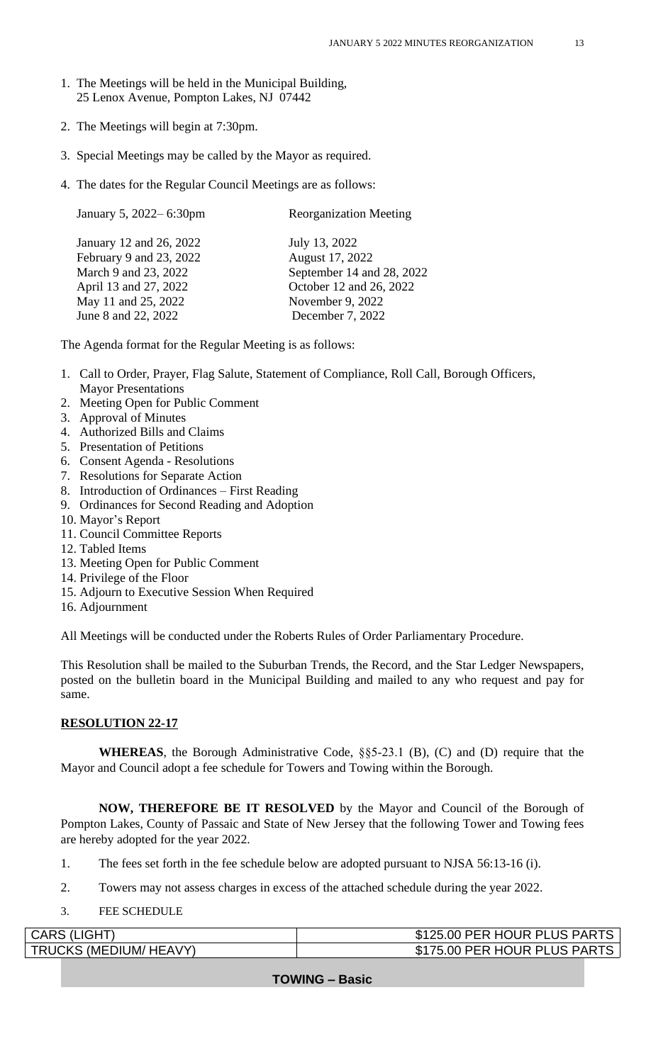1. The Meetings will be held in the Municipal Building, 25 Lenox Avenue, Pompton Lakes, NJ 07442

2. The Meetings will begin at 7:30pm.

3. Special Meetings may be called by the Mayor as required.

4. The dates for the Regular Council Meetings are as follows:

| | |
|---|---|
| January 5, 2022– 6:30pm | Reorganization Meeting |
| January 12 and 26, 2022 | July 13, 2022 |
| February 9 and 23, 2022 | August 17, 2022 |
| March 9 and 23, 2022 | September 14 and 28, 2022 |
| April 13 and 27, 2022 | October 12 and 26, 2022 |
| May 11 and 25, 2022 | November 9, 2022 |
| June 8 and 22, 2022 | December 7, 2022 |

The Agenda format for the Regular Meeting is as follows:

1. Call to Order, Prayer, Flag Salute, Statement of Compliance, Roll Call, Borough Officers, Mayor Presentations
2. Meeting Open for Public Comment
3. Approval of Minutes
4. Authorized Bills and Claims
5. Presentation of Petitions
6. Consent Agenda - Resolutions
7. Resolutions for Separate Action
8. Introduction of Ordinances – First Reading
9. Ordinances for Second Reading and Adoption
10. Mayor's Report
11. Council Committee Reports
12. Tabled Items
13. Meeting Open for Public Comment
14. Privilege of the Floor
15. Adjourn to Executive Session When Required
16. Adjournment

All Meetings will be conducted under the Roberts Rules of Order Parliamentary Procedure.

This Resolution shall be mailed to the Suburban Trends, the Record, and the Star Ledger Newspapers, posted on the bulletin board in the Municipal Building and mailed to any who request and pay for same.

**RESOLUTION 22-17**

**WHEREAS**, the Borough Administrative Code, §§5-23.1 (B), (C) and (D) require that the Mayor and Council adopt a fee schedule for Towers and Towing within the Borough.

**NOW, THEREFORE BE IT RESOLVED** by the Mayor and Council of the Borough of Pompton Lakes, County of Passaic and State of New Jersey that the following Tower and Towing fees are hereby adopted for the year 2022.

1. The fees set forth in the fee schedule below are adopted pursuant to NJSA 56:13-16 (i).

2. Towers may not assess charges in excess of the attached schedule during the year 2022.

3. FEE SCHEDULE

| | |
|---|---|
| CARS (LIGHT) | $125.00 PER HOUR PLUS PARTS |
| TRUCKS (MEDIUM/ HEAVY) | $175.00 PER HOUR PLUS PARTS |

**TOWING – Basic**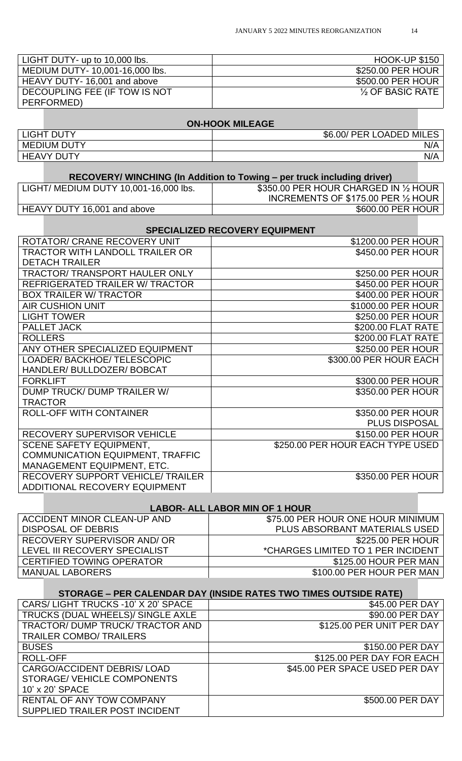| | |
|---|---|
| LIGHT DUTY- up to 10,000 lbs. | HOOK-UP $150 |
| MEDIUM DUTY- 10,001-16,000 lbs. | $250.00 PER HOUR |
| HEAVY DUTY- 16,001 and above | $500.00 PER HOUR |
| DECOUPLING FEE (IF TOW IS NOT PERFORMED) | ½ OF BASIC RATE |

**ON-HOOK MILEAGE**

| | |
|---|---|
| LIGHT DUTY | $6.00/ PER LOADED MILES |
| MEDIUM DUTY | N/A |
| HEAVY DUTY | N/A |

**RECOVERY/ WINCHING (In Addition to Towing – per truck including driver)**

| | |
|---|---|
| LIGHT/ MEDIUM DUTY 10,001-16,000 lbs. | $350.00 PER HOUR CHARGED IN ½ HOUR INCREMENTS OF $175.00 PER ½ HOUR |
| HEAVY DUTY 16,001 and above | $600.00 PER HOUR |

**SPECIALIZED RECOVERY EQUIPMENT**

| | |
|---|---|
| ROTATOR/ CRANE RECOVERY UNIT | $1200.00 PER HOUR |
| TRACTOR WITH LANDOLL TRAILER OR DETACH TRAILER | $450.00 PER HOUR |
| TRACTOR/ TRANSPORT HAULER ONLY | $250.00 PER HOUR |
| REFRIGERATED TRAILER W/ TRACTOR | $450.00 PER HOUR |
| BOX TRAILER W/ TRACTOR | $400.00 PER HOUR |
| AIR CUSHION UNIT | $1000.00 PER HOUR |
| LIGHT TOWER | $250.00 PER HOUR |
| PALLET JACK | $200.00 FLAT RATE |
| ROLLERS | $200.00 FLAT RATE |
| ANY OTHER SPECIALIZED EQUIPMENT | $250.00 PER HOUR |
| LOADER/ BACKHOE/ TELESCOPIC HANDLER/ BULLDOZER/ BOBCAT | $300.00 PER HOUR EACH |
| FORKLIFT | $300.00 PER HOUR |
| DUMP TRUCK/ DUMP TRAILER W/ TRACTOR | $350.00 PER HOUR |
| ROLL-OFF WITH CONTAINER | $350.00 PER HOUR PLUS DISPOSAL |
| RECOVERY SUPERVISOR VEHICLE | $150.00 PER HOUR |
| SCENE SAFETY EQUIPMENT, COMMUNICATION EQUIPMENT, TRAFFIC MANAGEMENT EQUIPMENT, ETC. | $250.00 PER HOUR EACH TYPE USED |
| RECOVERY SUPPORT VEHICLE/ TRAILER ADDITIONAL RECOVERY EQUIPMENT | $350.00 PER HOUR |

**LABOR- ALL LABOR MIN OF 1 HOUR**

| | |
|---|---|
| ACCIDENT MINOR CLEAN-UP AND DISPOSAL OF DEBRIS | $75.00 PER HOUR ONE HOUR MINIMUM PLUS ABSORBANT MATERIALS USED |
| RECOVERY SUPERVISOR AND/ OR LEVEL III RECOVERY SPECIALIST | $225.00 PER HOUR *CHARGES LIMITED TO 1 PER INCIDENT |
| CERTIFIED TOWING OPERATOR | $125.00 HOUR PER MAN |
| MANUAL LABORERS | $100.00 PER HOUR PER MAN |

**STORAGE – PER CALENDAR DAY (INSIDE RATES TWO TIMES OUTSIDE RATE)**

| | |
|---|---|
| CARS/ LIGHT TRUCKS -10' X 20' SPACE | $45.00 PER DAY |
| TRUCKS (DUAL WHEELS)/ SINGLE AXLE | $90.00 PER DAY |
| TRACTOR/ DUMP TRUCK/ TRACTOR AND TRAILER COMBO/ TRAILERS | $125.00 PER UNIT PER DAY |
| BUSES | $150.00 PER DAY |
| ROLL-OFF | $125.00 PER DAY FOR EACH |
| CARGO/ACCIDENT DEBRIS/ LOAD STORAGE/ VEHICLE COMPONENTS 10' x 20' SPACE | $45.00 PER SPACE USED PER DAY |
| RENTAL OF ANY TOW COMPANY SUPPLIED TRAILER POST INCIDENT | $500.00 PER DAY |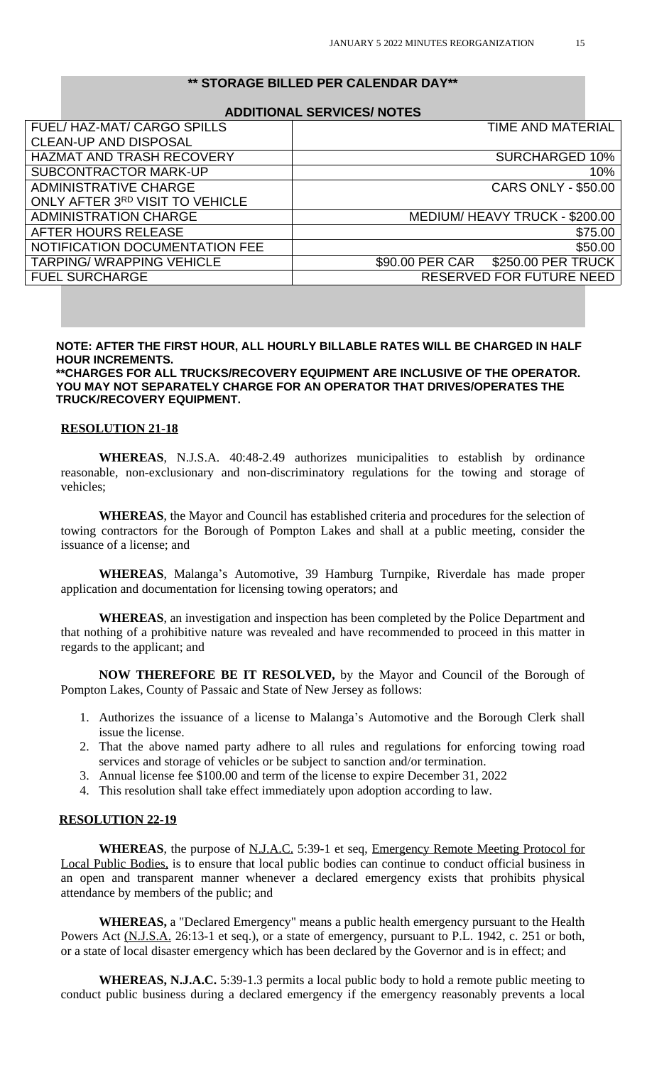| ** STORAGE BILLED PER CALENDAR DAY** | |
|---|---|
| **ADDITIONAL SERVICES/ NOTES** | |
| FUEL/ HAZ-MAT/ CARGO SPILLS CLEAN-UP AND DISPOSAL | TIME AND MATERIAL |
| HAZMAT AND TRASH RECOVERY | SURCHARGED 10% |
| SUBCONTRACTOR MARK-UP | 10% |
| ADMINISTRATIVE CHARGE ONLY AFTER 3RD VISIT TO VEHICLE | CARS ONLY - $50.00 |
| ADMINISTRATION CHARGE | MEDIUM/ HEAVY TRUCK - $200.00 |
| AFTER HOURS RELEASE | $75.00 |
| NOTIFICATION DOCUMENTATION FEE | $50.00 |
| TARPING/ WRAPPING VEHICLE | $90.00 PER CAR $250.00 PER TRUCK |
| FUEL SURCHARGE | RESERVED FOR FUTURE NEED |

**NOTE: AFTER THE FIRST HOUR, ALL HOURLY BILLABLE RATES WILL BE CHARGED IN HALF HOUR INCREMENTS.**
****CHARGES FOR ALL TRUCKS/RECOVERY EQUIPMENT ARE INCLUSIVE OF THE OPERATOR. YOU MAY NOT SEPARATELY CHARGE FOR AN OPERATOR THAT DRIVES/OPERATES THE TRUCK/RECOVERY EQUIPMENT.**

## RESOLUTION 21-18

**WHEREAS**, N.J.S.A. 40:48-2.49 authorizes municipalities to establish by ordinance reasonable, non-exclusionary and non-discriminatory regulations for the towing and storage of vehicles;

**WHEREAS**, the Mayor and Council has established criteria and procedures for the selection of towing contractors for the Borough of Pompton Lakes and shall at a public meeting, consider the issuance of a license; and

**WHEREAS**, Malanga's Automotive, 39 Hamburg Turnpike, Riverdale has made proper application and documentation for licensing towing operators; and

**WHEREAS**, an investigation and inspection has been completed by the Police Department and that nothing of a prohibitive nature was revealed and have recommended to proceed in this matter in regards to the applicant; and

**NOW THEREFORE BE IT RESOLVED,** by the Mayor and Council of the Borough of Pompton Lakes, County of Passaic and State of New Jersey as follows:

1. Authorizes the issuance of a license to Malanga's Automotive and the Borough Clerk shall issue the license.
2. That the above named party adhere to all rules and regulations for enforcing towing road services and storage of vehicles or be subject to sanction and/or termination.
3. Annual license fee $100.00 and term of the license to expire December 31, 2022
4. This resolution shall take effect immediately upon adoption according to law.

## RESOLUTION 22-19

**WHEREAS**, the purpose of N.J.A.C. 5:39-1 et seq, Emergency Remote Meeting Protocol for Local Public Bodies, is to ensure that local public bodies can continue to conduct official business in an open and transparent manner whenever a declared emergency exists that prohibits physical attendance by members of the public; and

**WHEREAS,** a "Declared Emergency" means a public health emergency pursuant to the Health Powers Act (N.J.S.A. 26:13-1 et seq.), or a state of emergency, pursuant to P.L. 1942, c. 251 or both, or a state of local disaster emergency which has been declared by the Governor and is in effect; and

**WHEREAS, N.J.A.C.** 5:39-1.3 permits a local public body to hold a remote public meeting to conduct public business during a declared emergency if the emergency reasonably prevents a local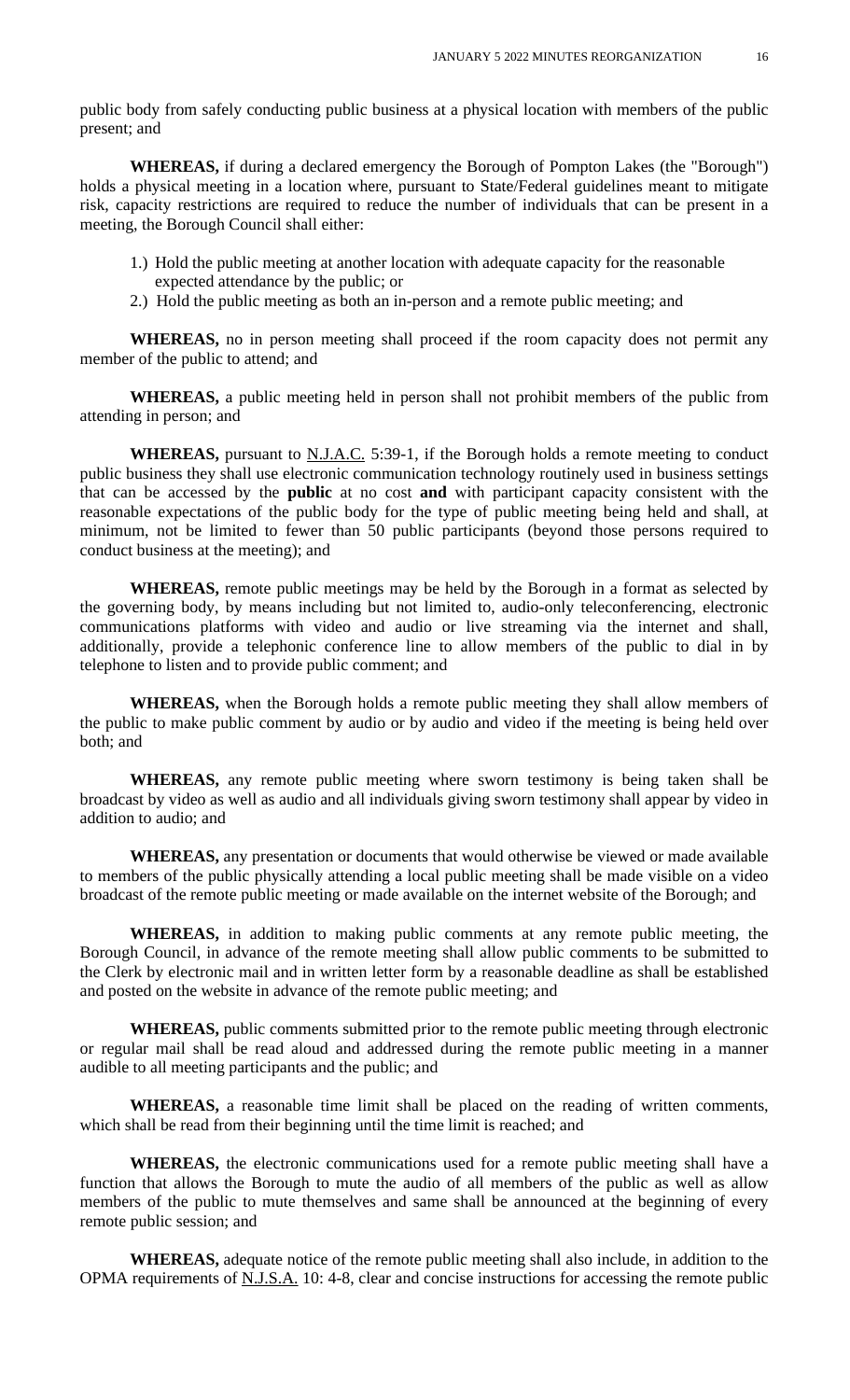public body from safely conducting public business at a physical location with members of the public present; and

**WHEREAS,** if during a declared emergency the Borough of Pompton Lakes (the "Borough") holds a physical meeting in a location where, pursuant to State/Federal guidelines meant to mitigate risk, capacity restrictions are required to reduce the number of individuals that can be present in a meeting, the Borough Council shall either:

1.) Hold the public meeting at another location with adequate capacity for the reasonable expected attendance by the public; or
2.) Hold the public meeting as both an in-person and a remote public meeting; and

**WHEREAS,** no in person meeting shall proceed if the room capacity does not permit any member of the public to attend; and

**WHEREAS,** a public meeting held in person shall not prohibit members of the public from attending in person; and

**WHEREAS,** pursuant to N.J.A.C. 5:39-1, if the Borough holds a remote meeting to conduct public business they shall use electronic communication technology routinely used in business settings that can be accessed by the **public** at no cost **and** with participant capacity consistent with the reasonable expectations of the public body for the type of public meeting being held and shall, at minimum, not be limited to fewer than 50 public participants (beyond those persons required to conduct business at the meeting); and

**WHEREAS,** remote public meetings may be held by the Borough in a format as selected by the governing body, by means including but not limited to, audio-only teleconferencing, electronic communications platforms with video and audio or live streaming via the internet and shall, additionally, provide a telephonic conference line to allow members of the public to dial in by telephone to listen and to provide public comment; and

**WHEREAS,** when the Borough holds a remote public meeting they shall allow members of the public to make public comment by audio or by audio and video if the meeting is being held over both; and

**WHEREAS,** any remote public meeting where sworn testimony is being taken shall be broadcast by video as well as audio and all individuals giving sworn testimony shall appear by video in addition to audio; and

**WHEREAS,** any presentation or documents that would otherwise be viewed or made available to members of the public physically attending a local public meeting shall be made visible on a video broadcast of the remote public meeting or made available on the internet website of the Borough; and

**WHEREAS,** in addition to making public comments at any remote public meeting, the Borough Council, in advance of the remote meeting shall allow public comments to be submitted to the Clerk by electronic mail and in written letter form by a reasonable deadline as shall be established and posted on the website in advance of the remote public meeting; and

**WHEREAS,** public comments submitted prior to the remote public meeting through electronic or regular mail shall be read aloud and addressed during the remote public meeting in a manner audible to all meeting participants and the public; and

**WHEREAS,** a reasonable time limit shall be placed on the reading of written comments, which shall be read from their beginning until the time limit is reached; and

**WHEREAS,** the electronic communications used for a remote public meeting shall have a function that allows the Borough to mute the audio of all members of the public as well as allow members of the public to mute themselves and same shall be announced at the beginning of every remote public session; and

**WHEREAS,** adequate notice of the remote public meeting shall also include, in addition to the OPMA requirements of N.J.S.A. 10: 4-8, clear and concise instructions for accessing the remote public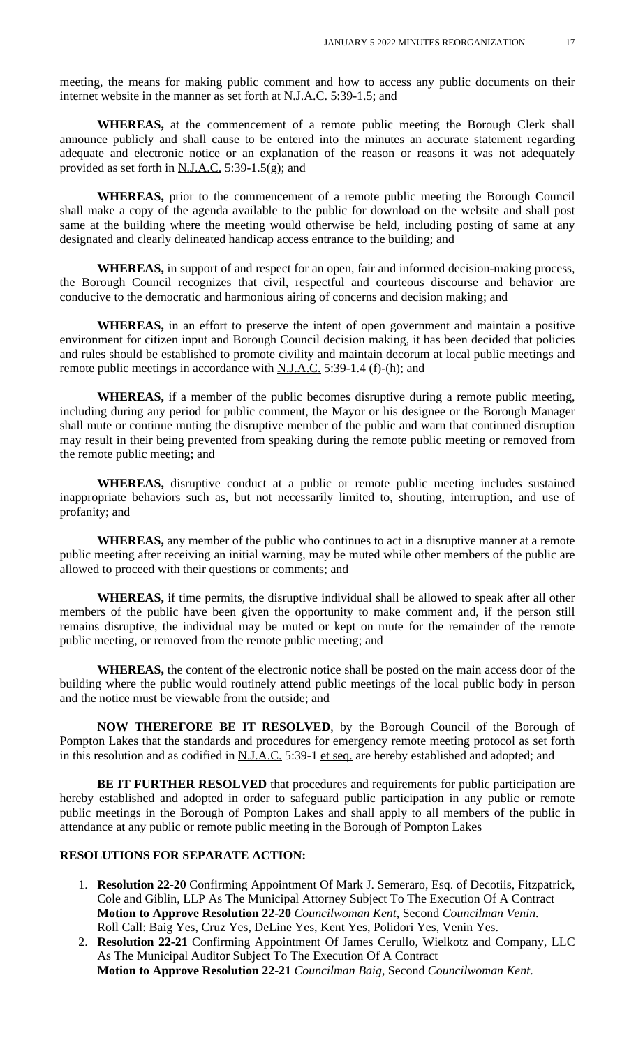meeting, the means for making public comment and how to access any public documents on their internet website in the manner as set forth at N.J.A.C. 5:39-1.5; and

**WHEREAS,** at the commencement of a remote public meeting the Borough Clerk shall announce publicly and shall cause to be entered into the minutes an accurate statement regarding adequate and electronic notice or an explanation of the reason or reasons it was not adequately provided as set forth in N.J.A.C. 5:39-1.5(g); and

**WHEREAS,** prior to the commencement of a remote public meeting the Borough Council shall make a copy of the agenda available to the public for download on the website and shall post same at the building where the meeting would otherwise be held, including posting of same at any designated and clearly delineated handicap access entrance to the building; and

**WHEREAS,** in support of and respect for an open, fair and informed decision-making process, the Borough Council recognizes that civil, respectful and courteous discourse and behavior are conducive to the democratic and harmonious airing of concerns and decision making; and

**WHEREAS,** in an effort to preserve the intent of open government and maintain a positive environment for citizen input and Borough Council decision making, it has been decided that policies and rules should be established to promote civility and maintain decorum at local public meetings and remote public meetings in accordance with N.J.A.C. 5:39-1.4 (f)-(h); and

**WHEREAS,** if a member of the public becomes disruptive during a remote public meeting, including during any period for public comment, the Mayor or his designee or the Borough Manager shall mute or continue muting the disruptive member of the public and warn that continued disruption may result in their being prevented from speaking during the remote public meeting or removed from the remote public meeting; and

**WHEREAS,** disruptive conduct at a public or remote public meeting includes sustained inappropriate behaviors such as, but not necessarily limited to, shouting, interruption, and use of profanity; and

**WHEREAS,** any member of the public who continues to act in a disruptive manner at a remote public meeting after receiving an initial warning, may be muted while other members of the public are allowed to proceed with their questions or comments; and

**WHEREAS,** if time permits, the disruptive individual shall be allowed to speak after all other members of the public have been given the opportunity to make comment and, if the person still remains disruptive, the individual may be muted or kept on mute for the remainder of the remote public meeting, or removed from the remote public meeting; and

**WHEREAS,** the content of the electronic notice shall be posted on the main access door of the building where the public would routinely attend public meetings of the local public body in person and the notice must be viewable from the outside; and

**NOW THEREFORE BE IT RESOLVED**, by the Borough Council of the Borough of Pompton Lakes that the standards and procedures for emergency remote meeting protocol as set forth in this resolution and as codified in N.J.A.C. 5:39-1 et seq. are hereby established and adopted; and

**BE IT FURTHER RESOLVED** that procedures and requirements for public participation are hereby established and adopted in order to safeguard public participation in any public or remote public meetings in the Borough of Pompton Lakes and shall apply to all members of the public in attendance at any public or remote public meeting in the Borough of Pompton Lakes

**RESOLUTIONS FOR SEPARATE ACTION:**

1. **Resolution 22-20** Confirming Appointment Of Mark J. Semeraro, Esq. of Decotiis, Fitzpatrick, Cole and Giblin, LLP As The Municipal Attorney Subject To The Execution Of A Contract
   **Motion to Approve Resolution 22-20** *Councilwoman Kent*, Second *Councilman Venin*.
   Roll Call: Baig Yes, Cruz Yes, DeLine Yes, Kent Yes, Polidori Yes, Venin Yes.
2. **Resolution 22-21** Confirming Appointment Of James Cerullo, Wielkotz and Company, LLC As The Municipal Auditor Subject To The Execution Of A Contract
   **Motion to Approve Resolution 22-21** *Councilman Baig*, Second *Councilwoman Kent*.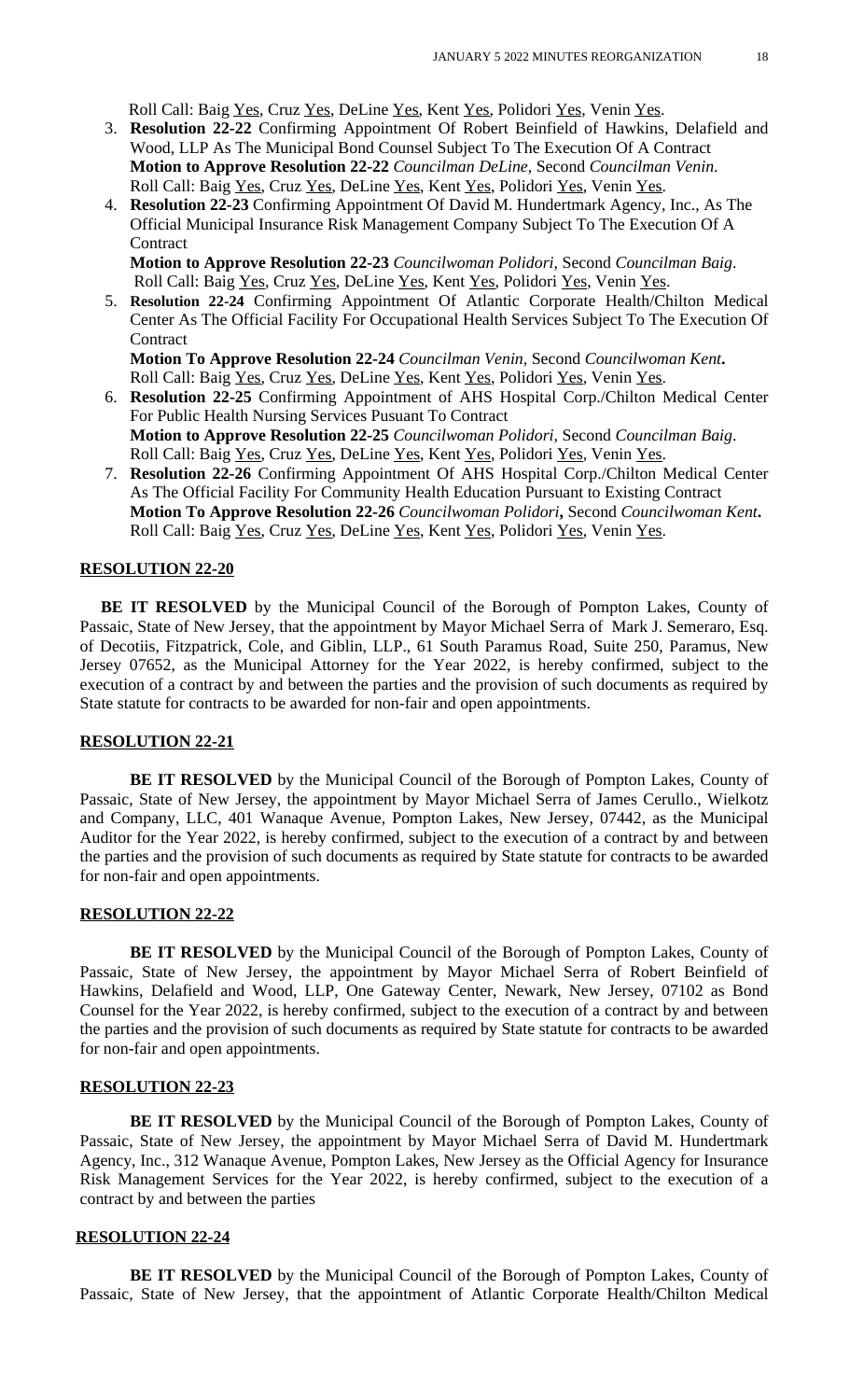Roll Call: Baig Yes, Cruz Yes, DeLine Yes, Kent Yes, Polidori Yes, Venin Yes.

3. **Resolution 22-22** Confirming Appointment Of Robert Beinfield of Hawkins, Delafield and Wood, LLP As The Municipal Bond Counsel Subject To The Execution Of A Contract
   **Motion to Approve Resolution 22-22** *Councilman DeLine,* Second *Councilman Venin.*
   Roll Call: Baig Yes, Cruz Yes, DeLine Yes, Kent Yes, Polidori Yes, Venin Yes.
4. **Resolution 22-23** Confirming Appointment Of David M. Hundertmark Agency, Inc., As The Official Municipal Insurance Risk Management Company Subject To The Execution Of A Contract
   **Motion to Approve Resolution 22-23** *Councilwoman Polidori,* Second *Councilman Baig*.
   Roll Call: Baig Yes, Cruz Yes, DeLine Yes, Kent Yes, Polidori Yes, Venin Yes.
5. **Resolution 22-24** Confirming Appointment Of Atlantic Corporate Health/Chilton Medical Center As The Official Facility For Occupational Health Services Subject To The Execution Of Contract
   **Motion To Approve Resolution 22-24** *Councilman Venin,* Second *Councilwoman Kent***.**
   Roll Call: Baig Yes, Cruz Yes, DeLine Yes, Kent Yes, Polidori Yes, Venin Yes.
6. **Resolution 22-25** Confirming Appointment of AHS Hospital Corp./Chilton Medical Center For Public Health Nursing Services Pusuant To Contract
   **Motion to Approve Resolution 22-25** *Councilwoman Polidori,* Second *Councilman Baig*.
   Roll Call: Baig Yes, Cruz Yes, DeLine Yes, Kent Yes, Polidori Yes, Venin Yes.
7. **Resolution 22-26** Confirming Appointment Of AHS Hospital Corp./Chilton Medical Center As The Official Facility For Community Health Education Pursuant to Existing Contract
   **Motion To Approve Resolution 22-26** *Councilwoman Polidori***,** Second *Councilwoman Kent***.**
   Roll Call: Baig Yes, Cruz Yes, DeLine Yes, Kent Yes, Polidori Yes, Venin Yes.

**RESOLUTION 22-20**

**BE IT RESOLVED** by the Municipal Council of the Borough of Pompton Lakes, County of Passaic, State of New Jersey, that the appointment by Mayor Michael Serra of Mark J. Semeraro, Esq. of Decotiis, Fitzpatrick, Cole, and Giblin, LLP., 61 South Paramus Road, Suite 250, Paramus, New Jersey 07652, as the Municipal Attorney for the Year 2022, is hereby confirmed, subject to the execution of a contract by and between the parties and the provision of such documents as required by State statute for contracts to be awarded for non-fair and open appointments.

**RESOLUTION 22-21**

**BE IT RESOLVED** by the Municipal Council of the Borough of Pompton Lakes, County of Passaic, State of New Jersey, the appointment by Mayor Michael Serra of James Cerullo., Wielkotz and Company, LLC, 401 Wanaque Avenue, Pompton Lakes, New Jersey, 07442, as the Municipal Auditor for the Year 2022, is hereby confirmed, subject to the execution of a contract by and between the parties and the provision of such documents as required by State statute for contracts to be awarded for non-fair and open appointments.

**RESOLUTION 22-22**

**BE IT RESOLVED** by the Municipal Council of the Borough of Pompton Lakes, County of Passaic, State of New Jersey, the appointment by Mayor Michael Serra of Robert Beinfield of Hawkins, Delafield and Wood, LLP, One Gateway Center, Newark, New Jersey, 07102 as Bond Counsel for the Year 2022, is hereby confirmed, subject to the execution of a contract by and between the parties and the provision of such documents as required by State statute for contracts to be awarded for non-fair and open appointments.

**RESOLUTION 22-23**

**BE IT RESOLVED** by the Municipal Council of the Borough of Pompton Lakes, County of Passaic, State of New Jersey, the appointment by Mayor Michael Serra of David M. Hundertmark Agency, Inc., 312 Wanaque Avenue, Pompton Lakes, New Jersey as the Official Agency for Insurance Risk Management Services for the Year 2022, is hereby confirmed, subject to the execution of a contract by and between the parties

**RESOLUTION 22-24**

**BE IT RESOLVED** by the Municipal Council of the Borough of Pompton Lakes, County of Passaic, State of New Jersey, that the appointment of Atlantic Corporate Health/Chilton Medical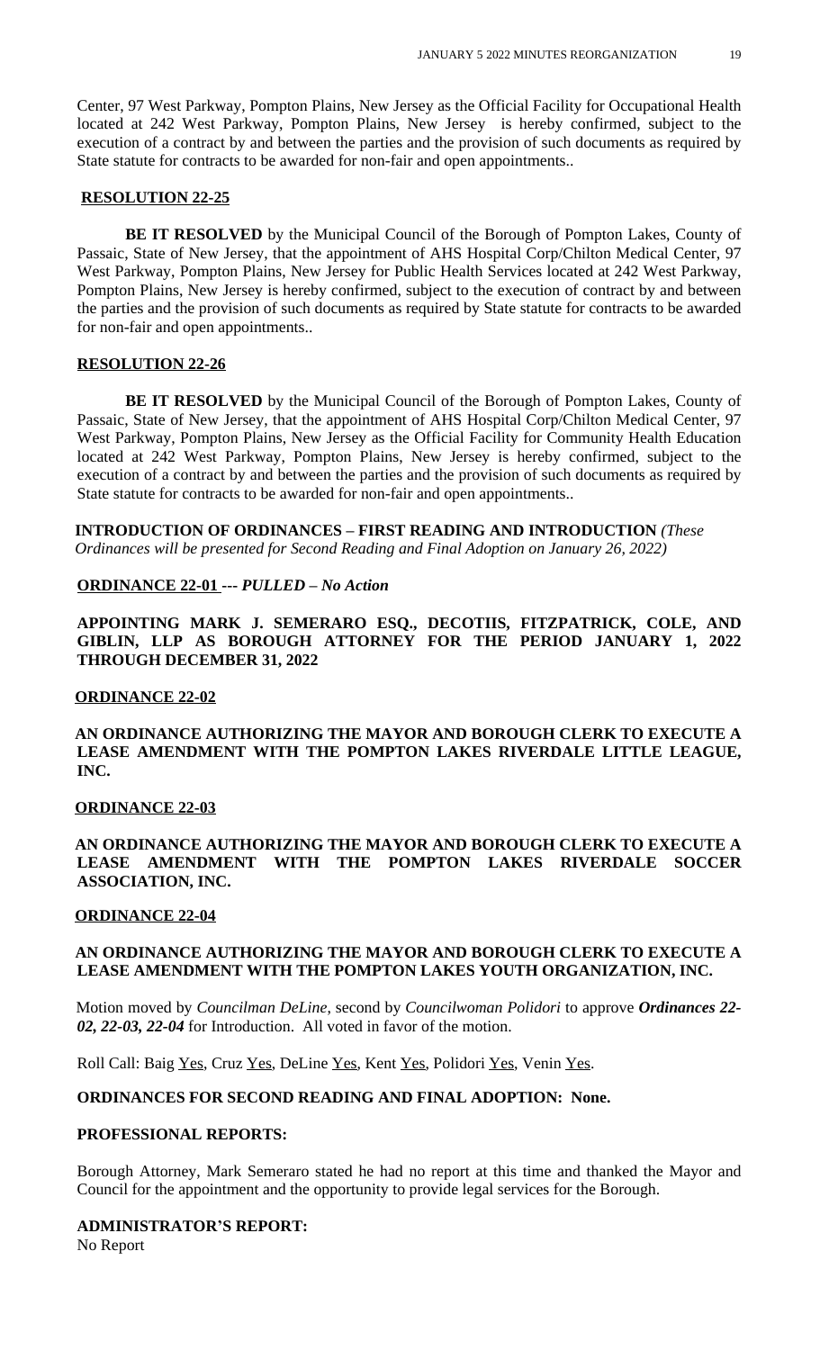Center, 97 West Parkway, Pompton Plains, New Jersey as the Official Facility for Occupational Health located at 242 West Parkway, Pompton Plains, New Jersey is hereby confirmed, subject to the execution of a contract by and between the parties and the provision of such documents as required by State statute for contracts to be awarded for non-fair and open appointments..

**RESOLUTION 22-25**

**BE IT RESOLVED** by the Municipal Council of the Borough of Pompton Lakes, County of Passaic, State of New Jersey, that the appointment of AHS Hospital Corp/Chilton Medical Center, 97 West Parkway, Pompton Plains, New Jersey for Public Health Services located at 242 West Parkway, Pompton Plains, New Jersey is hereby confirmed, subject to the execution of contract by and between the parties and the provision of such documents as required by State statute for contracts to be awarded for non-fair and open appointments..

**RESOLUTION 22-26**

**BE IT RESOLVED** by the Municipal Council of the Borough of Pompton Lakes, County of Passaic, State of New Jersey, that the appointment of AHS Hospital Corp/Chilton Medical Center, 97 West Parkway, Pompton Plains, New Jersey as the Official Facility for Community Health Education located at 242 West Parkway, Pompton Plains, New Jersey is hereby confirmed, subject to the execution of a contract by and between the parties and the provision of such documents as required by State statute for contracts to be awarded for non-fair and open appointments..

**INTRODUCTION OF ORDINANCES – FIRST READING AND INTRODUCTION** *(These Ordinances will be presented for Second Reading and Final Adoption on January 26, 2022)*

**ORDINANCE 22-01 ---** ***PULLED – No Action***

**APPOINTING MARK J. SEMERARO ESQ., DECOTIIS, FITZPATRICK, COLE, AND GIBLIN, LLP AS BOROUGH ATTORNEY FOR THE PERIOD JANUARY 1, 2022 THROUGH DECEMBER 31, 2022**

**ORDINANCE 22-02**

**AN ORDINANCE AUTHORIZING THE MAYOR AND BOROUGH CLERK TO EXECUTE A LEASE AMENDMENT WITH THE POMPTON LAKES RIVERDALE LITTLE LEAGUE, INC.**

**ORDINANCE 22-03**

**AN ORDINANCE AUTHORIZING THE MAYOR AND BOROUGH CLERK TO EXECUTE A LEASE AMENDMENT WITH THE POMPTON LAKES RIVERDALE SOCCER ASSOCIATION, INC.**

**ORDINANCE 22-04**

**AN ORDINANCE AUTHORIZING THE MAYOR AND BOROUGH CLERK TO EXECUTE A LEASE AMENDMENT WITH THE POMPTON LAKES YOUTH ORGANIZATION, INC.**

Motion moved by *Councilman DeLine*, second by *Councilwoman Polidori* to approve ***Ordinances 22-02, 22-03, 22-04*** for Introduction. All voted in favor of the motion.

Roll Call: Baig Yes, Cruz Yes, DeLine Yes, Kent Yes, Polidori Yes, Venin Yes.

**ORDINANCES FOR SECOND READING AND FINAL ADOPTION: None.**

**PROFESSIONAL REPORTS:**

Borough Attorney, Mark Semeraro stated he had no report at this time and thanked the Mayor and Council for the appointment and the opportunity to provide legal services for the Borough.

**ADMINISTRATOR'S REPORT:**

No Report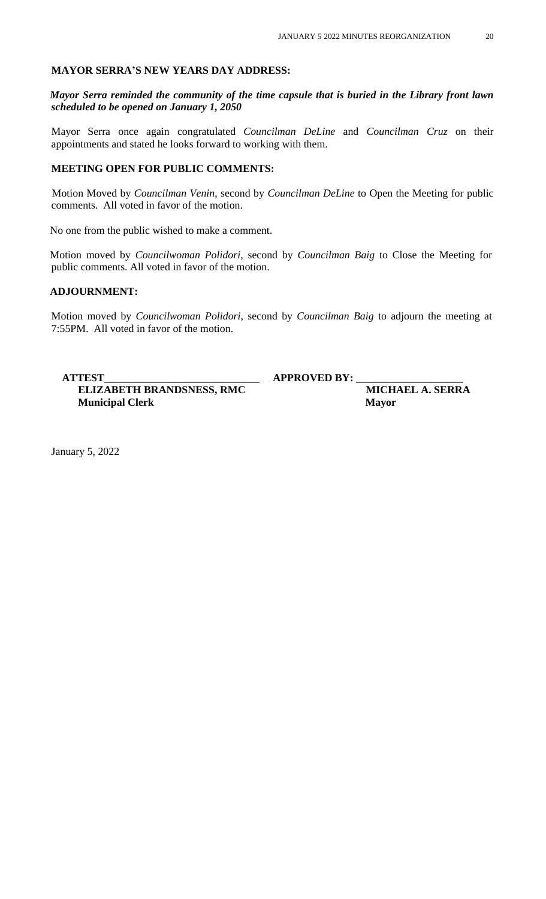**MAYOR SERRA'S NEW YEARS DAY ADDRESS:**

***Mayor Serra reminded the community of the time capsule that is buried in the Library front lawn scheduled to be opened on January 1, 2050***

Mayor Serra once again congratulated *Councilman DeLine* and *Councilman Cruz* on their appointments and stated he looks forward to working with them.

**MEETING OPEN FOR PUBLIC COMMENTS:**

Motion Moved by *Councilman Venin*, second by *Councilman DeLine* to Open the Meeting for public comments. All voted in favor of the motion.

No one from the public wished to make a comment.

Motion moved by *Councilwoman Polidori*, second by *Councilman Baig* to Close the Meeting for public comments. All voted in favor of the motion.

**ADJOURNMENT:**

Motion moved by *Councilwoman Polidori*, second by *Councilman Baig* to adjourn the meeting at 7:55PM. All voted in favor of the motion.

**ATTEST\_\_\_\_\_\_\_\_\_\_\_\_\_\_\_\_\_\_\_\_\_\_\_\_\_\_\_\_\_\_**
**ELIZABETH BRANDSNESS, RMC**
**Municipal Clerk**

**APPROVED BY: \_\_\_\_\_\_\_\_\_\_\_\_\_\_\_\_\_\_\_\_**
**MICHAEL A. SERRA**
**Mayor**

January 5, 2022